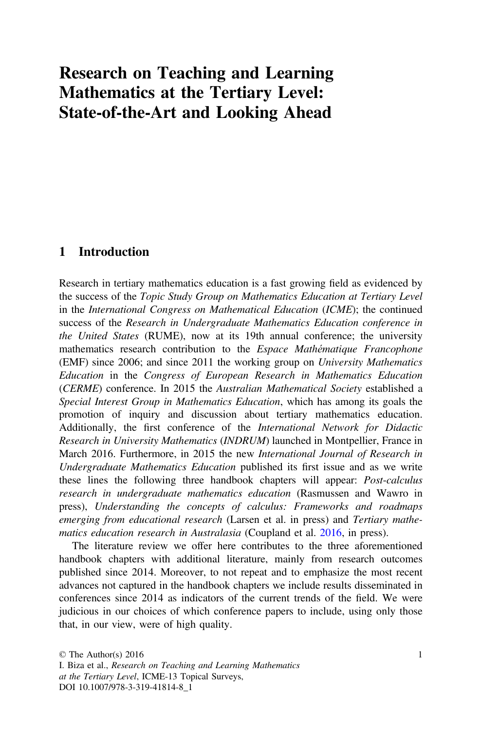# Research on Teaching and Learning Mathematics at the Tertiary Level: State-of-the-Art and Looking Ahead

## 1 Introduction

Research in tertiary mathematics education is a fast growing field as evidenced by the success of the *Topic Study Group on Mathematics Education at Tertiary Level* in the *International Congress on Mathematical Education* (*ICME*); the continued success of the *Research in Undergraduate Mathematics Education conference in the United States* (RUME), now at its 19th annual conference; the university mathematics research contribution to the *Espace Mathématique Francophone* (EMF) since 2006; and since 2011 the working group on *University Mathematics Education* in the *Congress of European Research in Mathematics Education* (*CERME*) conference. In 2015 the *Australian Mathematical Society* established a *Special Interest Group in Mathematics Education*, which has among its goals the promotion of inquiry and discussion about tertiary mathematics education. Additionally, the first conference of the *International Network for Didactic Research in University Mathematics* (*INDRUM*) launched in Montpellier, France in March 2016. Furthermore, in 2015 the new *International Journal of Research in Undergraduate Mathematics Education* published its first issue and as we write these lines the following three handbook chapters will appear: *Post-calculus research in undergraduate mathematics education* (Rasmussen and Wawro in press), *Understanding the concepts of calculus: Frameworks and roadmaps emerging from educational research* (Larsen et al. in press) and *Tertiary mathematics education research in Australasia* (Coupland et al. 2016, in press).

The literature review we offer here contributes to the three aforementioned handbook chapters with additional literature, mainly from research outcomes published since 2014. Moreover, to not repeat and to emphasize the most recent advances not captured in the handbook chapters we include results disseminated in conferences since 2014 as indicators of the current trends of the field. We were judicious in our choices of which conference papers to include, using only those that, in our view, were of high quality.

© The Author(s) 2016
I. Biza et al., *Research on Teaching and Learning Mathematics at the Tertiary Level*, ICME-13 Topical Surveys,
DOI 10.1007/978-3-319-41814-8_1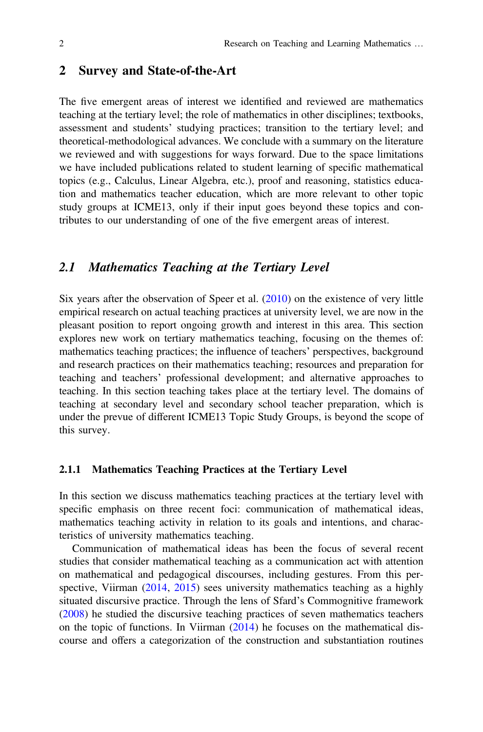## 2 Survey and State-of-the-Art

The five emergent areas of interest we identified and reviewed are mathematics teaching at the tertiary level; the role of mathematics in other disciplines; textbooks, assessment and students' studying practices; transition to the tertiary level; and theoretical-methodological advances. We conclude with a summary on the literature we reviewed and with suggestions for ways forward. Due to the space limitations we have included publications related to student learning of specific mathematical topics (e.g., Calculus, Linear Algebra, etc.), proof and reasoning, statistics education and mathematics teacher education, which are more relevant to other topic study groups at ICME13, only if their input goes beyond these topics and contributes to our understanding of one of the five emergent areas of interest.

### *2.1 Mathematics Teaching at the Tertiary Level*

Six years after the observation of Speer et al. (2010) on the existence of very little empirical research on actual teaching practices at university level, we are now in the pleasant position to report ongoing growth and interest in this area. This section explores new work on tertiary mathematics teaching, focusing on the themes of: mathematics teaching practices; the influence of teachers' perspectives, background and research practices on their mathematics teaching; resources and preparation for teaching and teachers' professional development; and alternative approaches to teaching. In this section teaching takes place at the tertiary level. The domains of teaching at secondary level and secondary school teacher preparation, which is under the prevue of different ICME13 Topic Study Groups, is beyond the scope of this survey.

#### 2.1.1 Mathematics Teaching Practices at the Tertiary Level

In this section we discuss mathematics teaching practices at the tertiary level with specific emphasis on three recent foci: communication of mathematical ideas, mathematics teaching activity in relation to its goals and intentions, and characteristics of university mathematics teaching.

Communication of mathematical ideas has been the focus of several recent studies that consider mathematical teaching as a communication act with attention on mathematical and pedagogical discourses, including gestures. From this perspective, Viirman (2014, 2015) sees university mathematics teaching as a highly situated discursive practice. Through the lens of Sfard's Commognitive framework (2008) he studied the discursive teaching practices of seven mathematics teachers on the topic of functions. In Viirman (2014) he focuses on the mathematical discourse and offers a categorization of the construction and substantiation routines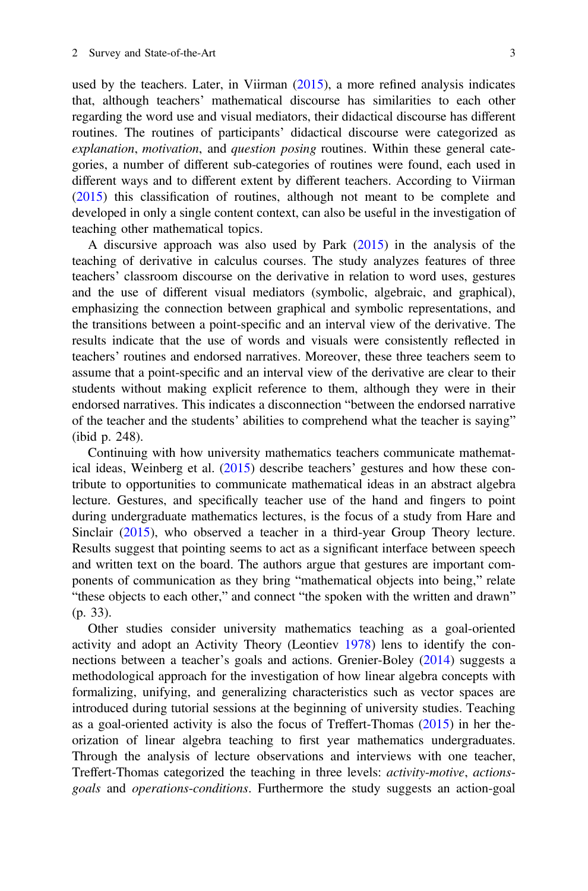used by the teachers. Later, in Viirman (2015), a more refined analysis indicates that, although teachers' mathematical discourse has similarities to each other regarding the word use and visual mediators, their didactical discourse has different routines. The routines of participants' didactical discourse were categorized as *explanation*, *motivation*, and *question posing* routines. Within these general categories, a number of different sub-categories of routines were found, each used in different ways and to different extent by different teachers. According to Viirman (2015) this classification of routines, although not meant to be complete and developed in only a single content context, can also be useful in the investigation of teaching other mathematical topics.

A discursive approach was also used by Park (2015) in the analysis of the teaching of derivative in calculus courses. The study analyzes features of three teachers' classroom discourse on the derivative in relation to word uses, gestures and the use of different visual mediators (symbolic, algebraic, and graphical), emphasizing the connection between graphical and symbolic representations, and the transitions between a point-specific and an interval view of the derivative. The results indicate that the use of words and visuals were consistently reflected in teachers' routines and endorsed narratives. Moreover, these three teachers seem to assume that a point-specific and an interval view of the derivative are clear to their students without making explicit reference to them, although they were in their endorsed narratives. This indicates a disconnection "between the endorsed narrative of the teacher and the students' abilities to comprehend what the teacher is saying" (ibid p. 248).

Continuing with how university mathematics teachers communicate mathematical ideas, Weinberg et al. (2015) describe teachers' gestures and how these contribute to opportunities to communicate mathematical ideas in an abstract algebra lecture. Gestures, and specifically teacher use of the hand and fingers to point during undergraduate mathematics lectures, is the focus of a study from Hare and Sinclair (2015), who observed a teacher in a third-year Group Theory lecture. Results suggest that pointing seems to act as a significant interface between speech and written text on the board. The authors argue that gestures are important components of communication as they bring "mathematical objects into being," relate "these objects to each other," and connect "the spoken with the written and drawn" (p. 33).

Other studies consider university mathematics teaching as a goal-oriented activity and adopt an Activity Theory (Leontiev 1978) lens to identify the connections between a teacher's goals and actions. Grenier-Boley (2014) suggests a methodological approach for the investigation of how linear algebra concepts with formalizing, unifying, and generalizing characteristics such as vector spaces are introduced during tutorial sessions at the beginning of university studies. Teaching as a goal-oriented activity is also the focus of Treffert-Thomas (2015) in her theorization of linear algebra teaching to first year mathematics undergraduates. Through the analysis of lecture observations and interviews with one teacher, Treffert-Thomas categorized the teaching in three levels: *activity-motive*, *actions-goals* and *operations-conditions*. Furthermore the study suggests an action-goal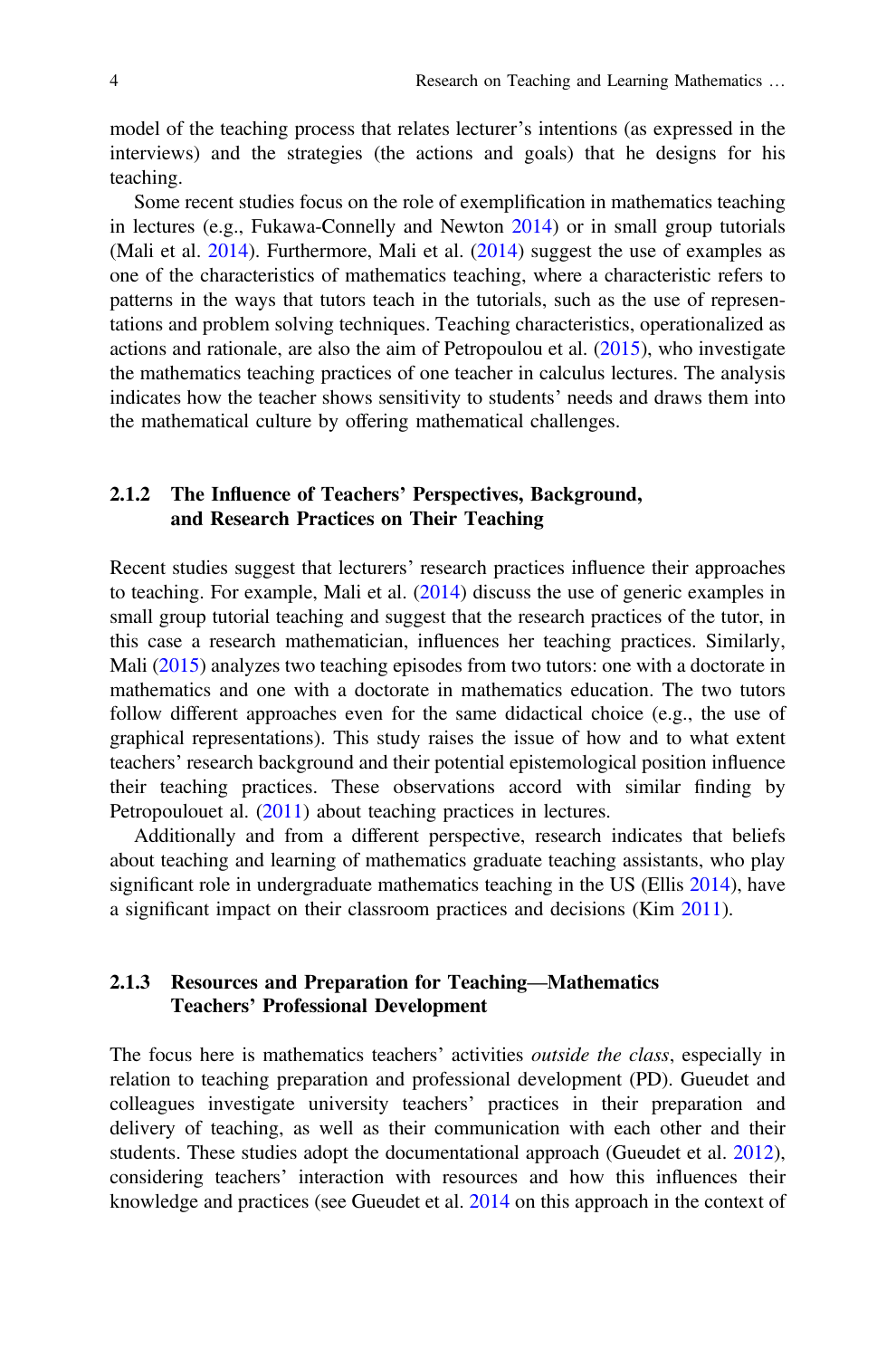model of the teaching process that relates lecturer's intentions (as expressed in the interviews) and the strategies (the actions and goals) that he designs for his teaching.

Some recent studies focus on the role of exemplification in mathematics teaching in lectures (e.g., Fukawa-Connelly and Newton 2014) or in small group tutorials (Mali et al. 2014). Furthermore, Mali et al. (2014) suggest the use of examples as one of the characteristics of mathematics teaching, where a characteristic refers to patterns in the ways that tutors teach in the tutorials, such as the use of representations and problem solving techniques. Teaching characteristics, operationalized as actions and rationale, are also the aim of Petropoulou et al. (2015), who investigate the mathematics teaching practices of one teacher in calculus lectures. The analysis indicates how the teacher shows sensitivity to students' needs and draws them into the mathematical culture by offering mathematical challenges.

### 2.1.2 The Influence of Teachers' Perspectives, Background, and Research Practices on Their Teaching

Recent studies suggest that lecturers' research practices influence their approaches to teaching. For example, Mali et al. (2014) discuss the use of generic examples in small group tutorial teaching and suggest that the research practices of the tutor, in this case a research mathematician, influences her teaching practices. Similarly, Mali (2015) analyzes two teaching episodes from two tutors: one with a doctorate in mathematics and one with a doctorate in mathematics education. The two tutors follow different approaches even for the same didactical choice (e.g., the use of graphical representations). This study raises the issue of how and to what extent teachers' research background and their potential epistemological position influence their teaching practices. These observations accord with similar finding by Petropoulouet al. (2011) about teaching practices in lectures.

Additionally and from a different perspective, research indicates that beliefs about teaching and learning of mathematics graduate teaching assistants, who play significant role in undergraduate mathematics teaching in the US (Ellis 2014), have a significant impact on their classroom practices and decisions (Kim 2011).

### 2.1.3 Resources and Preparation for Teaching—Mathematics Teachers' Professional Development

The focus here is mathematics teachers' activities *outside the class*, especially in relation to teaching preparation and professional development (PD). Gueudet and colleagues investigate university teachers' practices in their preparation and delivery of teaching, as well as their communication with each other and their students. These studies adopt the documentational approach (Gueudet et al. 2012), considering teachers' interaction with resources and how this influences their knowledge and practices (see Gueudet et al. 2014 on this approach in the context of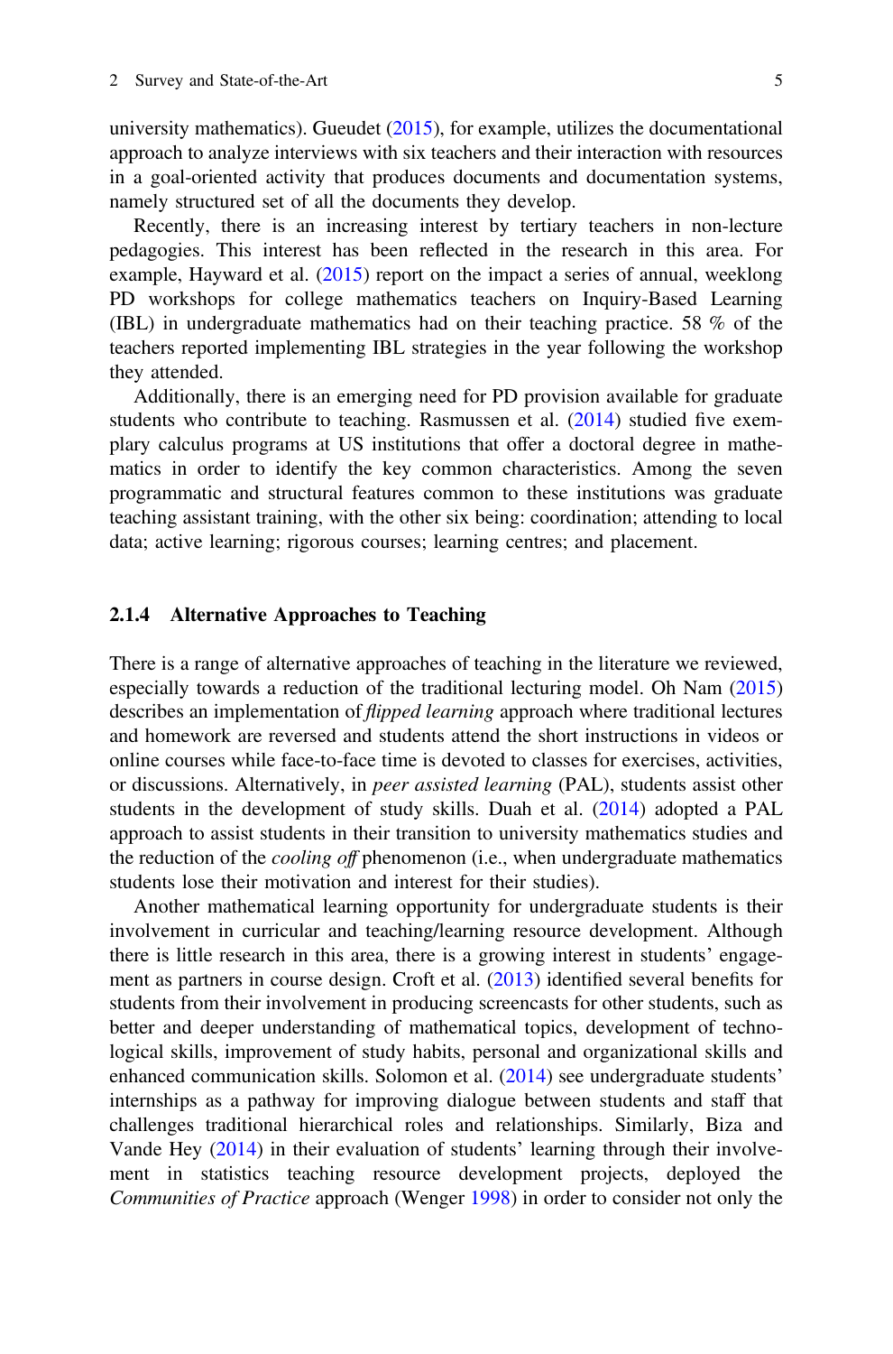university mathematics). Gueudet (2015), for example, utilizes the documentational approach to analyze interviews with six teachers and their interaction with resources in a goal-oriented activity that produces documents and documentation systems, namely structured set of all the documents they develop.

Recently, there is an increasing interest by tertiary teachers in non-lecture pedagogies. This interest has been reflected in the research in this area. For example, Hayward et al. (2015) report on the impact a series of annual, weeklong PD workshops for college mathematics teachers on Inquiry-Based Learning (IBL) in undergraduate mathematics had on their teaching practice. 58 % of the teachers reported implementing IBL strategies in the year following the workshop they attended.

Additionally, there is an emerging need for PD provision available for graduate students who contribute to teaching. Rasmussen et al. (2014) studied five exemplary calculus programs at US institutions that offer a doctoral degree in mathematics in order to identify the key common characteristics. Among the seven programmatic and structural features common to these institutions was graduate teaching assistant training, with the other six being: coordination; attending to local data; active learning; rigorous courses; learning centres; and placement.

### 2.1.4 Alternative Approaches to Teaching

There is a range of alternative approaches of teaching in the literature we reviewed, especially towards a reduction of the traditional lecturing model. Oh Nam (2015) describes an implementation of *flipped learning* approach where traditional lectures and homework are reversed and students attend the short instructions in videos or online courses while face-to-face time is devoted to classes for exercises, activities, or discussions. Alternatively, in *peer assisted learning* (PAL), students assist other students in the development of study skills. Duah et al. (2014) adopted a PAL approach to assist students in their transition to university mathematics studies and the reduction of the *cooling off* phenomenon (i.e., when undergraduate mathematics students lose their motivation and interest for their studies).

Another mathematical learning opportunity for undergraduate students is their involvement in curricular and teaching/learning resource development. Although there is little research in this area, there is a growing interest in students' engagement as partners in course design. Croft et al. (2013) identified several benefits for students from their involvement in producing screencasts for other students, such as better and deeper understanding of mathematical topics, development of technological skills, improvement of study habits, personal and organizational skills and enhanced communication skills. Solomon et al. (2014) see undergraduate students' internships as a pathway for improving dialogue between students and staff that challenges traditional hierarchical roles and relationships. Similarly, Biza and Vande Hey (2014) in their evaluation of students' learning through their involvement in statistics teaching resource development projects, deployed the *Communities of Practice* approach (Wenger 1998) in order to consider not only the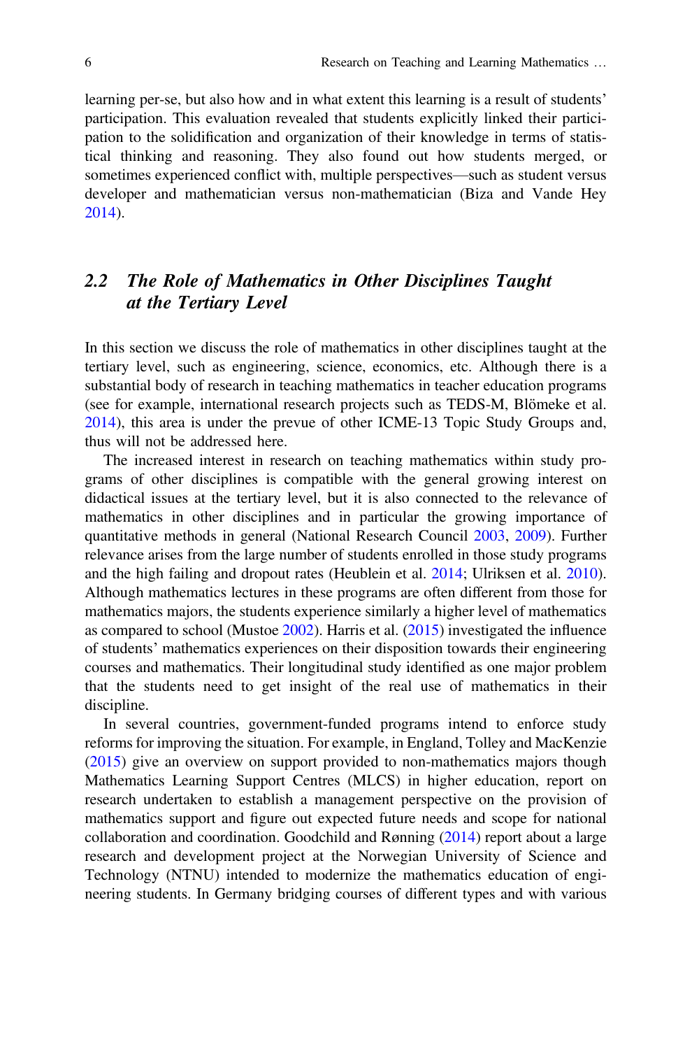learning per-se, but also how and in what extent this learning is a result of students' participation. This evaluation revealed that students explicitly linked their participation to the solidification and organization of their knowledge in terms of statistical thinking and reasoning. They also found out how students merged, or sometimes experienced conflict with, multiple perspectives—such as student versus developer and mathematician versus non-mathematician (Biza and Vande Hey 2014).

## 2.2 *The Role of Mathematics in Other Disciplines Taught at the Tertiary Level*

In this section we discuss the role of mathematics in other disciplines taught at the tertiary level, such as engineering, science, economics, etc. Although there is a substantial body of research in teaching mathematics in teacher education programs (see for example, international research projects such as TEDS-M, Blömeke et al. 2014), this area is under the prevue of other ICME-13 Topic Study Groups and, thus will not be addressed here.

The increased interest in research on teaching mathematics within study programs of other disciplines is compatible with the general growing interest on didactical issues at the tertiary level, but it is also connected to the relevance of mathematics in other disciplines and in particular the growing importance of quantitative methods in general (National Research Council 2003, 2009). Further relevance arises from the large number of students enrolled in those study programs and the high failing and dropout rates (Heublein et al. 2014; Ulriksen et al. 2010). Although mathematics lectures in these programs are often different from those for mathematics majors, the students experience similarly a higher level of mathematics as compared to school (Mustoe 2002). Harris et al. (2015) investigated the influence of students' mathematics experiences on their disposition towards their engineering courses and mathematics. Their longitudinal study identified as one major problem that the students need to get insight of the real use of mathematics in their discipline.

In several countries, government-funded programs intend to enforce study reforms for improving the situation. For example, in England, Tolley and MacKenzie (2015) give an overview on support provided to non-mathematics majors though Mathematics Learning Support Centres (MLCS) in higher education, report on research undertaken to establish a management perspective on the provision of mathematics support and figure out expected future needs and scope for national collaboration and coordination. Goodchild and Rønning (2014) report about a large research and development project at the Norwegian University of Science and Technology (NTNU) intended to modernize the mathematics education of engineering students. In Germany bridging courses of different types and with various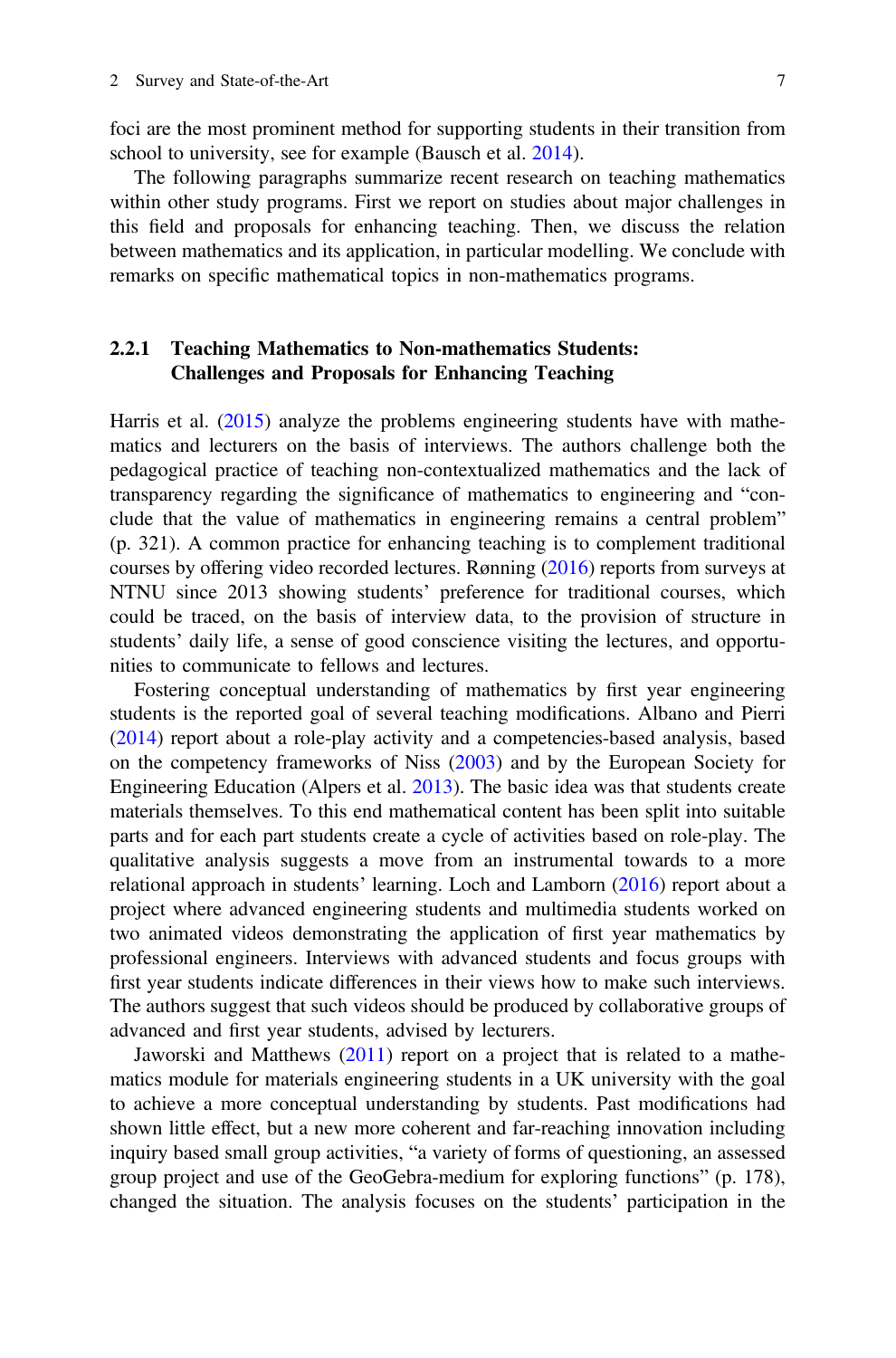foci are the most prominent method for supporting students in their transition from school to university, see for example (Bausch et al. 2014).

The following paragraphs summarize recent research on teaching mathematics within other study programs. First we report on studies about major challenges in this field and proposals for enhancing teaching. Then, we discuss the relation between mathematics and its application, in particular modelling. We conclude with remarks on specific mathematical topics in non-mathematics programs.

### 2.2.1 Teaching Mathematics to Non-mathematics Students: Challenges and Proposals for Enhancing Teaching

Harris et al. (2015) analyze the problems engineering students have with mathematics and lecturers on the basis of interviews. The authors challenge both the pedagogical practice of teaching non-contextualized mathematics and the lack of transparency regarding the significance of mathematics to engineering and "conclude that the value of mathematics in engineering remains a central problem" (p. 321). A common practice for enhancing teaching is to complement traditional courses by offering video recorded lectures. Rønning (2016) reports from surveys at NTNU since 2013 showing students' preference for traditional courses, which could be traced, on the basis of interview data, to the provision of structure in students' daily life, a sense of good conscience visiting the lectures, and opportunities to communicate to fellows and lectures.

Fostering conceptual understanding of mathematics by first year engineering students is the reported goal of several teaching modifications. Albano and Pierri (2014) report about a role-play activity and a competencies-based analysis, based on the competency frameworks of Niss (2003) and by the European Society for Engineering Education (Alpers et al. 2013). The basic idea was that students create materials themselves. To this end mathematical content has been split into suitable parts and for each part students create a cycle of activities based on role-play. The qualitative analysis suggests a move from an instrumental towards to a more relational approach in students' learning. Loch and Lamborn (2016) report about a project where advanced engineering students and multimedia students worked on two animated videos demonstrating the application of first year mathematics by professional engineers. Interviews with advanced students and focus groups with first year students indicate differences in their views how to make such interviews. The authors suggest that such videos should be produced by collaborative groups of advanced and first year students, advised by lecturers.

Jaworski and Matthews (2011) report on a project that is related to a mathematics module for materials engineering students in a UK university with the goal to achieve a more conceptual understanding by students. Past modifications had shown little effect, but a new more coherent and far-reaching innovation including inquiry based small group activities, "a variety of forms of questioning, an assessed group project and use of the GeoGebra-medium for exploring functions" (p. 178), changed the situation. The analysis focuses on the students' participation in the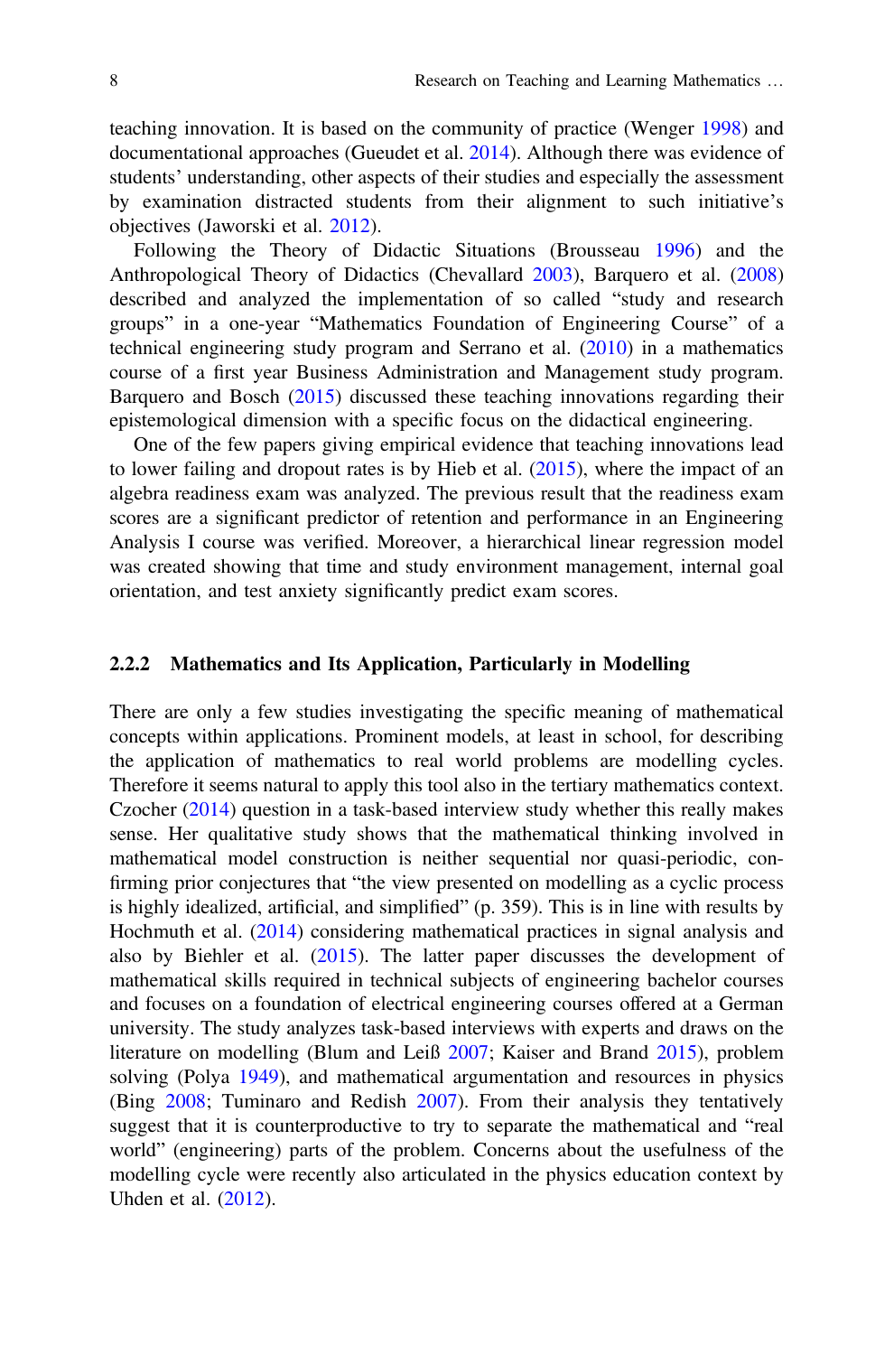teaching innovation. It is based on the community of practice (Wenger 1998) and documentational approaches (Gueudet et al. 2014). Although there was evidence of students' understanding, other aspects of their studies and especially the assessment by examination distracted students from their alignment to such initiative's objectives (Jaworski et al. 2012).

Following the Theory of Didactic Situations (Brousseau 1996) and the Anthropological Theory of Didactics (Chevallard 2003), Barquero et al. (2008) described and analyzed the implementation of so called "study and research groups" in a one-year "Mathematics Foundation of Engineering Course" of a technical engineering study program and Serrano et al. (2010) in a mathematics course of a first year Business Administration and Management study program. Barquero and Bosch (2015) discussed these teaching innovations regarding their epistemological dimension with a specific focus on the didactical engineering.

One of the few papers giving empirical evidence that teaching innovations lead to lower failing and dropout rates is by Hieb et al. (2015), where the impact of an algebra readiness exam was analyzed. The previous result that the readiness exam scores are a significant predictor of retention and performance in an Engineering Analysis I course was verified. Moreover, a hierarchical linear regression model was created showing that time and study environment management, internal goal orientation, and test anxiety significantly predict exam scores.

### 2.2.2 Mathematics and Its Application, Particularly in Modelling

There are only a few studies investigating the specific meaning of mathematical concepts within applications. Prominent models, at least in school, for describing the application of mathematics to real world problems are modelling cycles. Therefore it seems natural to apply this tool also in the tertiary mathematics context. Czocher (2014) question in a task-based interview study whether this really makes sense. Her qualitative study shows that the mathematical thinking involved in mathematical model construction is neither sequential nor quasi-periodic, confirming prior conjectures that "the view presented on modelling as a cyclic process is highly idealized, artificial, and simplified" (p. 359). This is in line with results by Hochmuth et al. (2014) considering mathematical practices in signal analysis and also by Biehler et al. (2015). The latter paper discusses the development of mathematical skills required in technical subjects of engineering bachelor courses and focuses on a foundation of electrical engineering courses offered at a German university. The study analyzes task-based interviews with experts and draws on the literature on modelling (Blum and Leiß 2007; Kaiser and Brand 2015), problem solving (Polya 1949), and mathematical argumentation and resources in physics (Bing 2008; Tuminaro and Redish 2007). From their analysis they tentatively suggest that it is counterproductive to try to separate the mathematical and "real world" (engineering) parts of the problem. Concerns about the usefulness of the modelling cycle were recently also articulated in the physics education context by Uhden et al. (2012).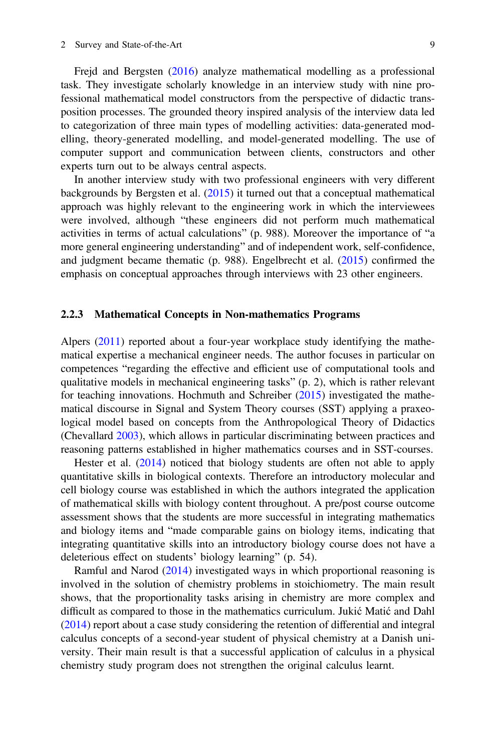Frejd and Bergsten (2016) analyze mathematical modelling as a professional task. They investigate scholarly knowledge in an interview study with nine professional mathematical model constructors from the perspective of didactic transposition processes. The grounded theory inspired analysis of the interview data led to categorization of three main types of modelling activities: data-generated modelling, theory-generated modelling, and model-generated modelling. The use of computer support and communication between clients, constructors and other experts turn out to be always central aspects.

In another interview study with two professional engineers with very different backgrounds by Bergsten et al. (2015) it turned out that a conceptual mathematical approach was highly relevant to the engineering work in which the interviewees were involved, although "these engineers did not perform much mathematical activities in terms of actual calculations" (p. 988). Moreover the importance of "a more general engineering understanding" and of independent work, self-confidence, and judgment became thematic (p. 988). Engelbrecht et al. (2015) confirmed the emphasis on conceptual approaches through interviews with 23 other engineers.

### 2.2.3 Mathematical Concepts in Non-mathematics Programs

Alpers (2011) reported about a four-year workplace study identifying the mathematical expertise a mechanical engineer needs. The author focuses in particular on competences "regarding the effective and efficient use of computational tools and qualitative models in mechanical engineering tasks" (p. 2), which is rather relevant for teaching innovations. Hochmuth and Schreiber (2015) investigated the mathematical discourse in Signal and System Theory courses (SST) applying a praxeological model based on concepts from the Anthropological Theory of Didactics (Chevallard 2003), which allows in particular discriminating between practices and reasoning patterns established in higher mathematics courses and in SST-courses.

Hester et al. (2014) noticed that biology students are often not able to apply quantitative skills in biological contexts. Therefore an introductory molecular and cell biology course was established in which the authors integrated the application of mathematical skills with biology content throughout. A pre/post course outcome assessment shows that the students are more successful in integrating mathematics and biology items and "made comparable gains on biology items, indicating that integrating quantitative skills into an introductory biology course does not have a deleterious effect on students' biology learning" (p. 54).

Ramful and Narod (2014) investigated ways in which proportional reasoning is involved in the solution of chemistry problems in stoichiometry. The main result shows, that the proportionality tasks arising in chemistry are more complex and difficult as compared to those in the mathematics curriculum. Jukić Matić and Dahl (2014) report about a case study considering the retention of differential and integral calculus concepts of a second-year student of physical chemistry at a Danish university. Their main result is that a successful application of calculus in a physical chemistry study program does not strengthen the original calculus learnt.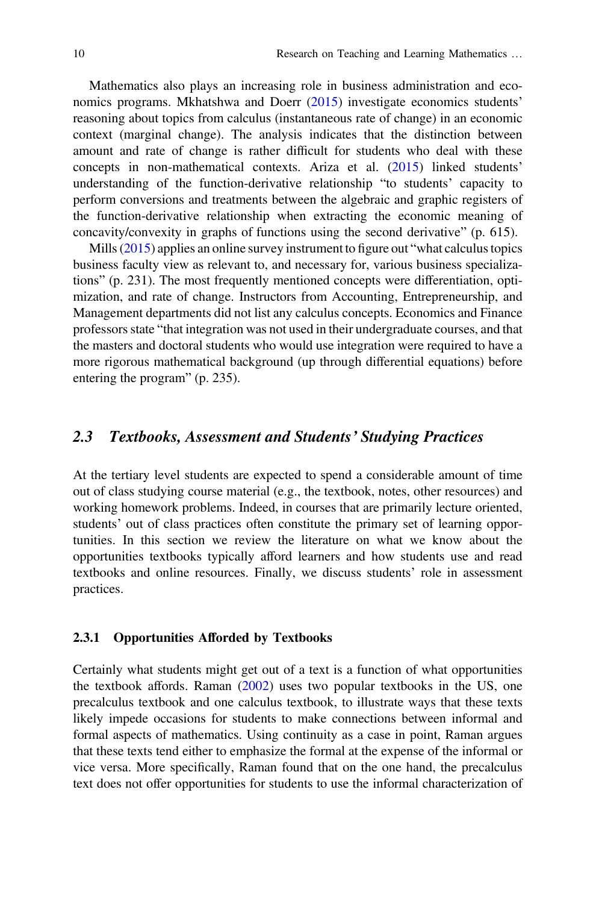Mathematics also plays an increasing role in business administration and economics programs. Mkhatshwa and Doerr (2015) investigate economics students' reasoning about topics from calculus (instantaneous rate of change) in an economic context (marginal change). The analysis indicates that the distinction between amount and rate of change is rather difficult for students who deal with these concepts in non-mathematical contexts. Ariza et al. (2015) linked students' understanding of the function-derivative relationship "to students' capacity to perform conversions and treatments between the algebraic and graphic registers of the function-derivative relationship when extracting the economic meaning of concavity/convexity in graphs of functions using the second derivative" (p. 615).

Mills (2015) applies an online survey instrument to figure out "what calculus topics business faculty view as relevant to, and necessary for, various business specializations" (p. 231). The most frequently mentioned concepts were differentiation, optimization, and rate of change. Instructors from Accounting, Entrepreneurship, and Management departments did not list any calculus concepts. Economics and Finance professors state "that integration was not used in their undergraduate courses, and that the masters and doctoral students who would use integration were required to have a more rigorous mathematical background (up through differential equations) before entering the program" (p. 235).

## 2.3 *Textbooks, Assessment and Students' Studying Practices*

At the tertiary level students are expected to spend a considerable amount of time out of class studying course material (e.g., the textbook, notes, other resources) and working homework problems. Indeed, in courses that are primarily lecture oriented, students' out of class practices often constitute the primary set of learning opportunities. In this section we review the literature on what we know about the opportunities textbooks typically afford learners and how students use and read textbooks and online resources. Finally, we discuss students' role in assessment practices.

### 2.3.1 Opportunities Afforded by Textbooks

Certainly what students might get out of a text is a function of what opportunities the textbook affords. Raman (2002) uses two popular textbooks in the US, one precalculus textbook and one calculus textbook, to illustrate ways that these texts likely impede occasions for students to make connections between informal and formal aspects of mathematics. Using continuity as a case in point, Raman argues that these texts tend either to emphasize the formal at the expense of the informal or vice versa. More specifically, Raman found that on the one hand, the precalculus text does not offer opportunities for students to use the informal characterization of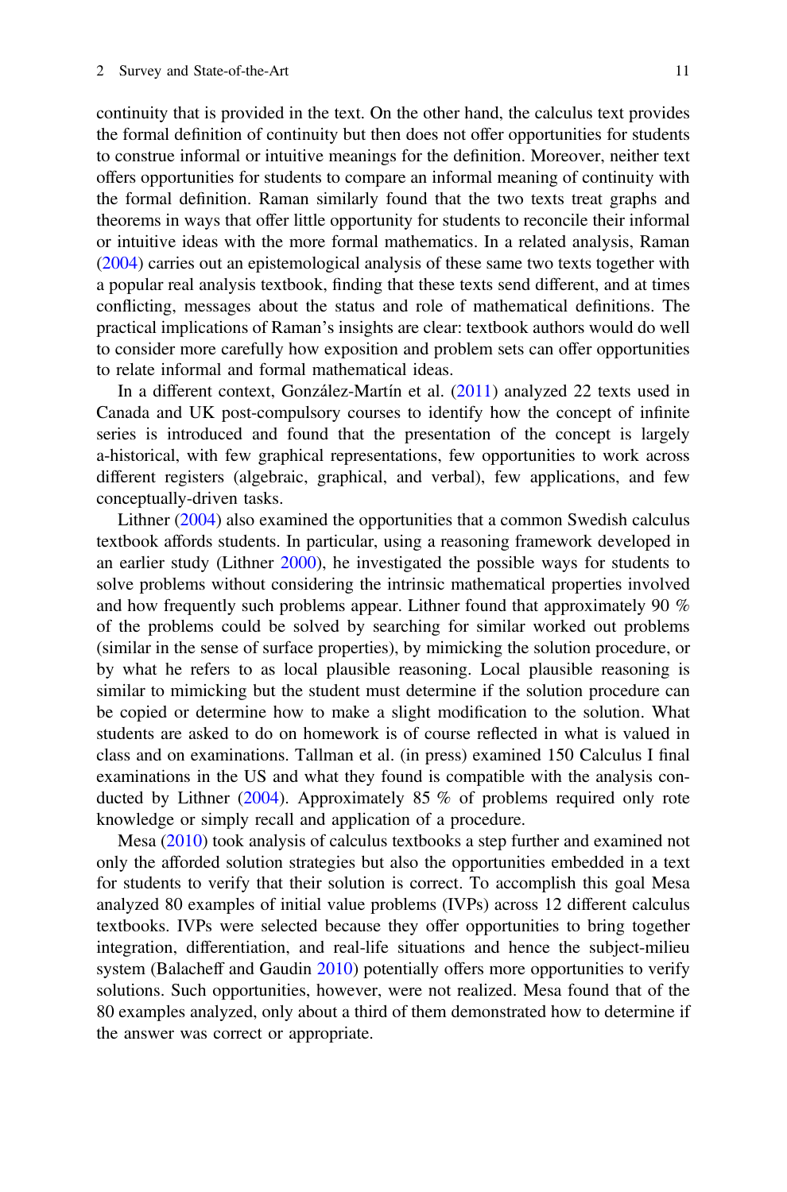continuity that is provided in the text. On the other hand, the calculus text provides the formal definition of continuity but then does not offer opportunities for students to construe informal or intuitive meanings for the definition. Moreover, neither text offers opportunities for students to compare an informal meaning of continuity with the formal definition. Raman similarly found that the two texts treat graphs and theorems in ways that offer little opportunity for students to reconcile their informal or intuitive ideas with the more formal mathematics. In a related analysis, Raman (2004) carries out an epistemological analysis of these same two texts together with a popular real analysis textbook, finding that these texts send different, and at times conflicting, messages about the status and role of mathematical definitions. The practical implications of Raman's insights are clear: textbook authors would do well to consider more carefully how exposition and problem sets can offer opportunities to relate informal and formal mathematical ideas.

In a different context, González-Martín et al. (2011) analyzed 22 texts used in Canada and UK post-compulsory courses to identify how the concept of infinite series is introduced and found that the presentation of the concept is largely a-historical, with few graphical representations, few opportunities to work across different registers (algebraic, graphical, and verbal), few applications, and few conceptually-driven tasks.

Lithner (2004) also examined the opportunities that a common Swedish calculus textbook affords students. In particular, using a reasoning framework developed in an earlier study (Lithner 2000), he investigated the possible ways for students to solve problems without considering the intrinsic mathematical properties involved and how frequently such problems appear. Lithner found that approximately 90 % of the problems could be solved by searching for similar worked out problems (similar in the sense of surface properties), by mimicking the solution procedure, or by what he refers to as local plausible reasoning. Local plausible reasoning is similar to mimicking but the student must determine if the solution procedure can be copied or determine how to make a slight modification to the solution. What students are asked to do on homework is of course reflected in what is valued in class and on examinations. Tallman et al. (in press) examined 150 Calculus I final examinations in the US and what they found is compatible with the analysis conducted by Lithner (2004). Approximately 85 % of problems required only rote knowledge or simply recall and application of a procedure.

Mesa (2010) took analysis of calculus textbooks a step further and examined not only the afforded solution strategies but also the opportunities embedded in a text for students to verify that their solution is correct. To accomplish this goal Mesa analyzed 80 examples of initial value problems (IVPs) across 12 different calculus textbooks. IVPs were selected because they offer opportunities to bring together integration, differentiation, and real-life situations and hence the subject-milieu system (Balacheff and Gaudin 2010) potentially offers more opportunities to verify solutions. Such opportunities, however, were not realized. Mesa found that of the 80 examples analyzed, only about a third of them demonstrated how to determine if the answer was correct or appropriate.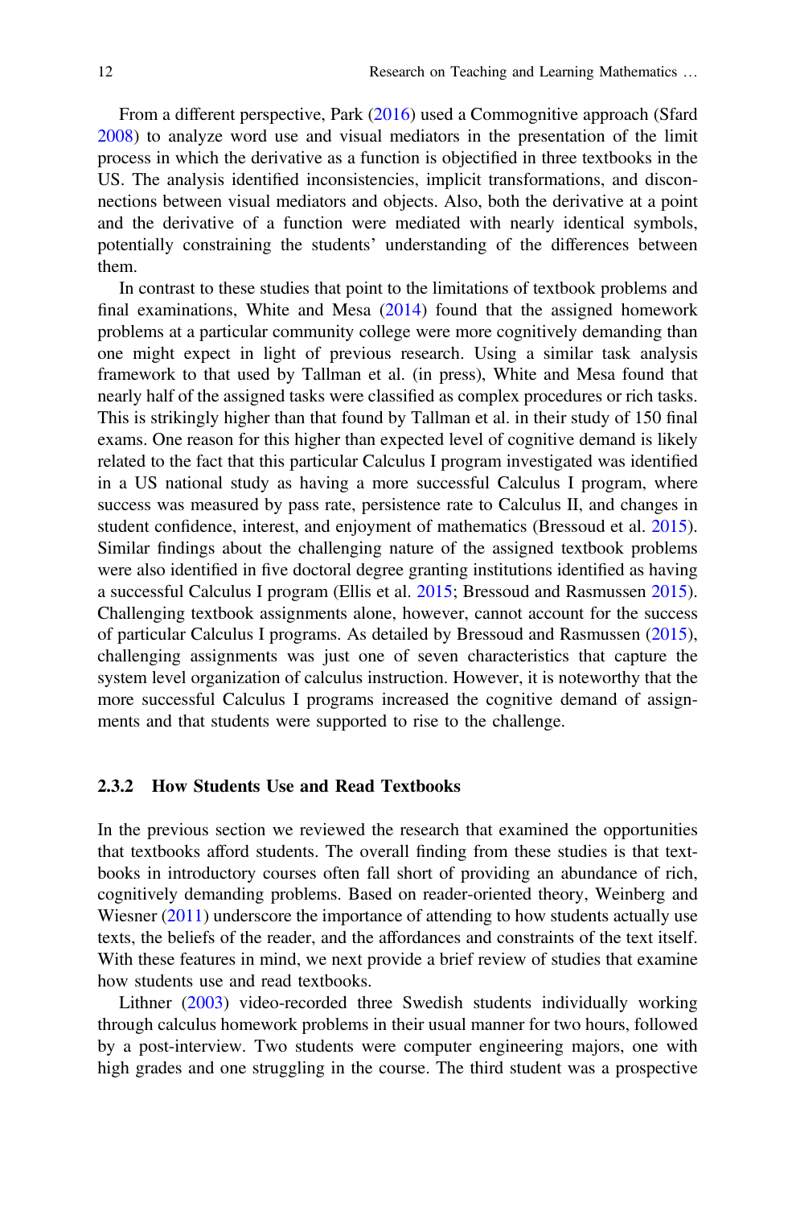From a different perspective, Park (2016) used a Commognitive approach (Sfard 2008) to analyze word use and visual mediators in the presentation of the limit process in which the derivative as a function is objectified in three textbooks in the US. The analysis identified inconsistencies, implicit transformations, and disconnections between visual mediators and objects. Also, both the derivative at a point and the derivative of a function were mediated with nearly identical symbols, potentially constraining the students' understanding of the differences between them.

In contrast to these studies that point to the limitations of textbook problems and final examinations, White and Mesa (2014) found that the assigned homework problems at a particular community college were more cognitively demanding than one might expect in light of previous research. Using a similar task analysis framework to that used by Tallman et al. (in press), White and Mesa found that nearly half of the assigned tasks were classified as complex procedures or rich tasks. This is strikingly higher than that found by Tallman et al. in their study of 150 final exams. One reason for this higher than expected level of cognitive demand is likely related to the fact that this particular Calculus I program investigated was identified in a US national study as having a more successful Calculus I program, where success was measured by pass rate, persistence rate to Calculus II, and changes in student confidence, interest, and enjoyment of mathematics (Bressoud et al. 2015). Similar findings about the challenging nature of the assigned textbook problems were also identified in five doctoral degree granting institutions identified as having a successful Calculus I program (Ellis et al. 2015; Bressoud and Rasmussen 2015). Challenging textbook assignments alone, however, cannot account for the success of particular Calculus I programs. As detailed by Bressoud and Rasmussen (2015), challenging assignments was just one of seven characteristics that capture the system level organization of calculus instruction. However, it is noteworthy that the more successful Calculus I programs increased the cognitive demand of assignments and that students were supported to rise to the challenge.

### 2.3.2 How Students Use and Read Textbooks

In the previous section we reviewed the research that examined the opportunities that textbooks afford students. The overall finding from these studies is that textbooks in introductory courses often fall short of providing an abundance of rich, cognitively demanding problems. Based on reader-oriented theory, Weinberg and Wiesner (2011) underscore the importance of attending to how students actually use texts, the beliefs of the reader, and the affordances and constraints of the text itself. With these features in mind, we next provide a brief review of studies that examine how students use and read textbooks.

Lithner (2003) video-recorded three Swedish students individually working through calculus homework problems in their usual manner for two hours, followed by a post-interview. Two students were computer engineering majors, one with high grades and one struggling in the course. The third student was a prospective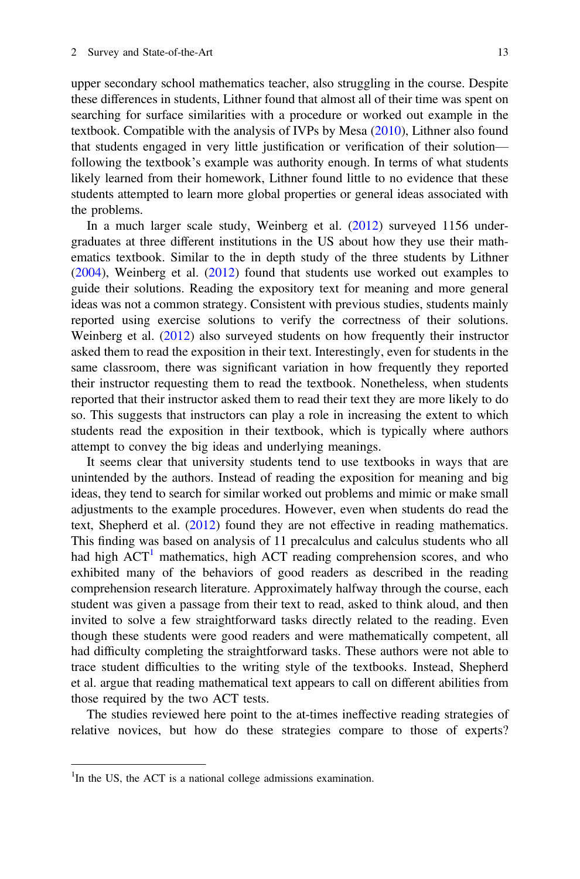upper secondary school mathematics teacher, also struggling in the course. Despite these differences in students, Lithner found that almost all of their time was spent on searching for surface similarities with a procedure or worked out example in the textbook. Compatible with the analysis of IVPs by Mesa (2010), Lithner also found that students engaged in very little justification or verification of their solution—following the textbook's example was authority enough. In terms of what students likely learned from their homework, Lithner found little to no evidence that these students attempted to learn more global properties or general ideas associated with the problems.

In a much larger scale study, Weinberg et al. (2012) surveyed 1156 undergraduates at three different institutions in the US about how they use their mathematics textbook. Similar to the in depth study of the three students by Lithner (2004), Weinberg et al. (2012) found that students use worked out examples to guide their solutions. Reading the expository text for meaning and more general ideas was not a common strategy. Consistent with previous studies, students mainly reported using exercise solutions to verify the correctness of their solutions. Weinberg et al. (2012) also surveyed students on how frequently their instructor asked them to read the exposition in their text. Interestingly, even for students in the same classroom, there was significant variation in how frequently they reported their instructor requesting them to read the textbook. Nonetheless, when students reported that their instructor asked them to read their text they are more likely to do so. This suggests that instructors can play a role in increasing the extent to which students read the exposition in their textbook, which is typically where authors attempt to convey the big ideas and underlying meanings.

It seems clear that university students tend to use textbooks in ways that are unintended by the authors. Instead of reading the exposition for meaning and big ideas, they tend to search for similar worked out problems and mimic or make small adjustments to the example procedures. However, even when students do read the text, Shepherd et al. (2012) found they are not effective in reading mathematics. This finding was based on analysis of 11 precalculus and calculus students who all had high ACT[1] mathematics, high ACT reading comprehension scores, and who exhibited many of the behaviors of good readers as described in the reading comprehension research literature. Approximately halfway through the course, each student was given a passage from their text to read, asked to think aloud, and then invited to solve a few straightforward tasks directly related to the reading. Even though these students were good readers and were mathematically competent, all had difficulty completing the straightforward tasks. These authors were not able to trace student difficulties to the writing style of the textbooks. Instead, Shepherd et al. argue that reading mathematical text appears to call on different abilities from those required by the two ACT tests.

The studies reviewed here point to the at-times ineffective reading strategies of relative novices, but how do these strategies compare to those of experts?

---

[1]In the US, the ACT is a national college admissions examination.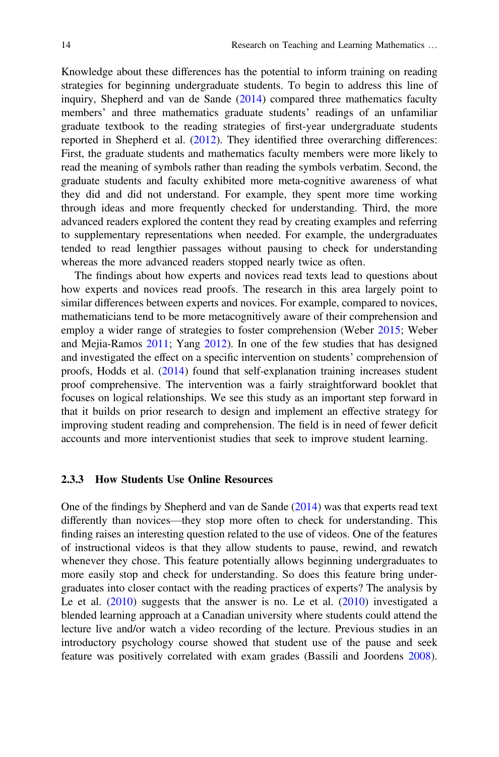Knowledge about these differences has the potential to inform training on reading strategies for beginning undergraduate students. To begin to address this line of inquiry, Shepherd and van de Sande (2014) compared three mathematics faculty members' and three mathematics graduate students' readings of an unfamiliar graduate textbook to the reading strategies of first-year undergraduate students reported in Shepherd et al. (2012). They identified three overarching differences: First, the graduate students and mathematics faculty members were more likely to read the meaning of symbols rather than reading the symbols verbatim. Second, the graduate students and faculty exhibited more meta-cognitive awareness of what they did and did not understand. For example, they spent more time working through ideas and more frequently checked for understanding. Third, the more advanced readers explored the content they read by creating examples and referring to supplementary representations when needed. For example, the undergraduates tended to read lengthier passages without pausing to check for understanding whereas the more advanced readers stopped nearly twice as often.

The findings about how experts and novices read texts lead to questions about how experts and novices read proofs. The research in this area largely point to similar differences between experts and novices. For example, compared to novices, mathematicians tend to be more metacognitively aware of their comprehension and employ a wider range of strategies to foster comprehension (Weber 2015; Weber and Mejia-Ramos 2011; Yang 2012). In one of the few studies that has designed and investigated the effect on a specific intervention on students' comprehension of proofs, Hodds et al. (2014) found that self-explanation training increases student proof comprehensive. The intervention was a fairly straightforward booklet that focuses on logical relationships. We see this study as an important step forward in that it builds on prior research to design and implement an effective strategy for improving student reading and comprehension. The field is in need of fewer deficit accounts and more interventionist studies that seek to improve student learning.

### 2.3.3 How Students Use Online Resources

One of the findings by Shepherd and van de Sande (2014) was that experts read text differently than novices—they stop more often to check for understanding. This finding raises an interesting question related to the use of videos. One of the features of instructional videos is that they allow students to pause, rewind, and rewatch whenever they chose. This feature potentially allows beginning undergraduates to more easily stop and check for understanding. So does this feature bring undergraduates into closer contact with the reading practices of experts? The analysis by Le et al. (2010) suggests that the answer is no. Le et al. (2010) investigated a blended learning approach at a Canadian university where students could attend the lecture live and/or watch a video recording of the lecture. Previous studies in an introductory psychology course showed that student use of the pause and seek feature was positively correlated with exam grades (Bassili and Joordens 2008).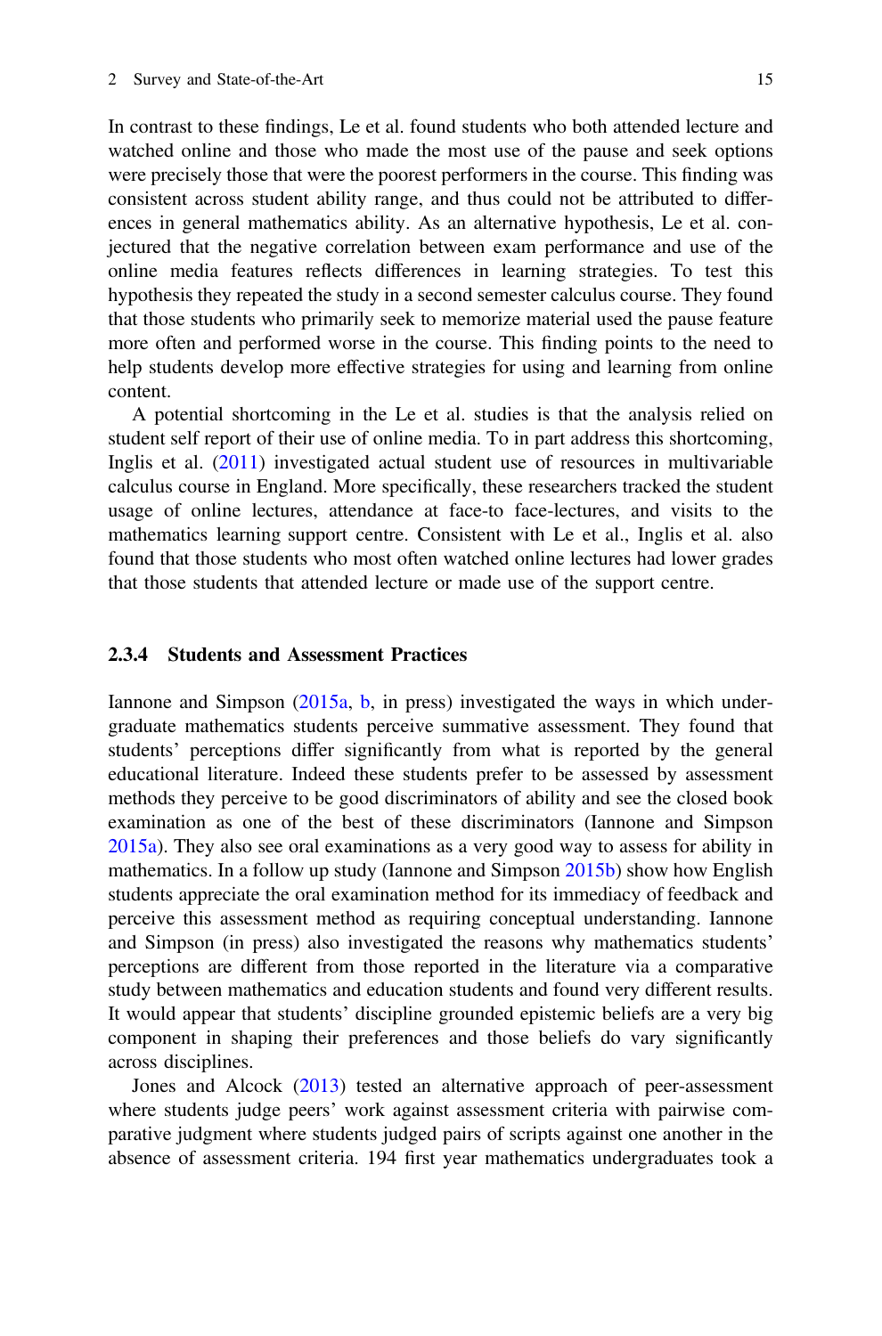In contrast to these findings, Le et al. found students who both attended lecture and watched online and those who made the most use of the pause and seek options were precisely those that were the poorest performers in the course. This finding was consistent across student ability range, and thus could not be attributed to differences in general mathematics ability. As an alternative hypothesis, Le et al. conjectured that the negative correlation between exam performance and use of the online media features reflects differences in learning strategies. To test this hypothesis they repeated the study in a second semester calculus course. They found that those students who primarily seek to memorize material used the pause feature more often and performed worse in the course. This finding points to the need to help students develop more effective strategies for using and learning from online content.

A potential shortcoming in the Le et al. studies is that the analysis relied on student self report of their use of online media. To in part address this shortcoming, Inglis et al. (2011) investigated actual student use of resources in multivariable calculus course in England. More specifically, these researchers tracked the student usage of online lectures, attendance at face-to face-lectures, and visits to the mathematics learning support centre. Consistent with Le et al., Inglis et al. also found that those students who most often watched online lectures had lower grades that those students that attended lecture or made use of the support centre.

### 2.3.4 Students and Assessment Practices

Iannone and Simpson (2015a, b, in press) investigated the ways in which undergraduate mathematics students perceive summative assessment. They found that students' perceptions differ significantly from what is reported by the general educational literature. Indeed these students prefer to be assessed by assessment methods they perceive to be good discriminators of ability and see the closed book examination as one of the best of these discriminators (Iannone and Simpson 2015a). They also see oral examinations as a very good way to assess for ability in mathematics. In a follow up study (Iannone and Simpson 2015b) show how English students appreciate the oral examination method for its immediacy of feedback and perceive this assessment method as requiring conceptual understanding. Iannone and Simpson (in press) also investigated the reasons why mathematics students' perceptions are different from those reported in the literature via a comparative study between mathematics and education students and found very different results. It would appear that students' discipline grounded epistemic beliefs are a very big component in shaping their preferences and those beliefs do vary significantly across disciplines.

Jones and Alcock (2013) tested an alternative approach of peer-assessment where students judge peers' work against assessment criteria with pairwise comparative judgment where students judged pairs of scripts against one another in the absence of assessment criteria. 194 first year mathematics undergraduates took a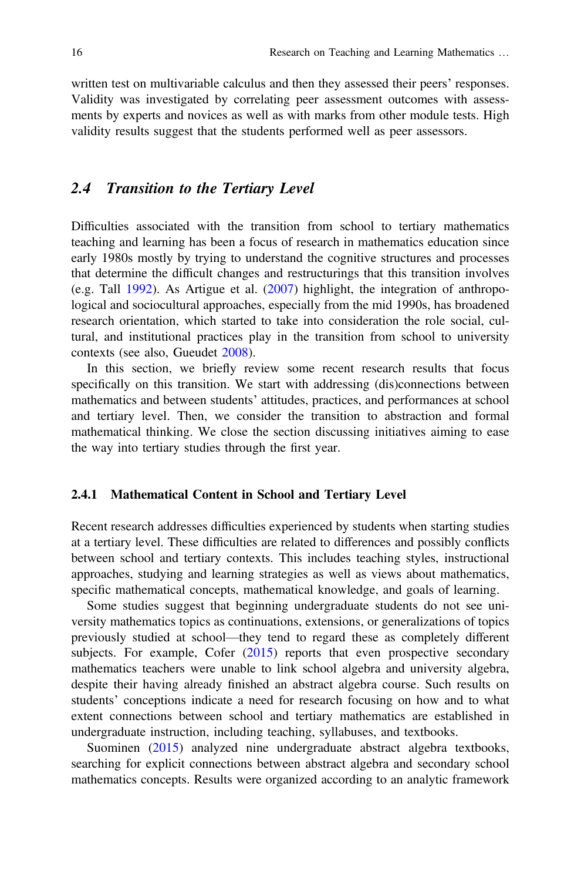written test on multivariable calculus and then they assessed their peers' responses. Validity was investigated by correlating peer assessment outcomes with assessments by experts and novices as well as with marks from other module tests. High validity results suggest that the students performed well as peer assessors.

## *2.4 Transition to the Tertiary Level*

Difficulties associated with the transition from school to tertiary mathematics teaching and learning has been a focus of research in mathematics education since early 1980s mostly by trying to understand the cognitive structures and processes that determine the difficult changes and restructurings that this transition involves (e.g. Tall 1992). As Artigue et al. (2007) highlight, the integration of anthropological and sociocultural approaches, especially from the mid 1990s, has broadened research orientation, which started to take into consideration the role social, cultural, and institutional practices play in the transition from school to university contexts (see also, Gueudet 2008).

In this section, we briefly review some recent research results that focus specifically on this transition. We start with addressing (dis)connections between mathematics and between students' attitudes, practices, and performances at school and tertiary level. Then, we consider the transition to abstraction and formal mathematical thinking. We close the section discussing initiatives aiming to ease the way into tertiary studies through the first year.

### 2.4.1 Mathematical Content in School and Tertiary Level

Recent research addresses difficulties experienced by students when starting studies at a tertiary level. These difficulties are related to differences and possibly conflicts between school and tertiary contexts. This includes teaching styles, instructional approaches, studying and learning strategies as well as views about mathematics, specific mathematical concepts, mathematical knowledge, and goals of learning.

Some studies suggest that beginning undergraduate students do not see university mathematics topics as continuations, extensions, or generalizations of topics previously studied at school—they tend to regard these as completely different subjects. For example, Cofer (2015) reports that even prospective secondary mathematics teachers were unable to link school algebra and university algebra, despite their having already finished an abstract algebra course. Such results on students' conceptions indicate a need for research focusing on how and to what extent connections between school and tertiary mathematics are established in undergraduate instruction, including teaching, syllabuses, and textbooks.

Suominen (2015) analyzed nine undergraduate abstract algebra textbooks, searching for explicit connections between abstract algebra and secondary school mathematics concepts. Results were organized according to an analytic framework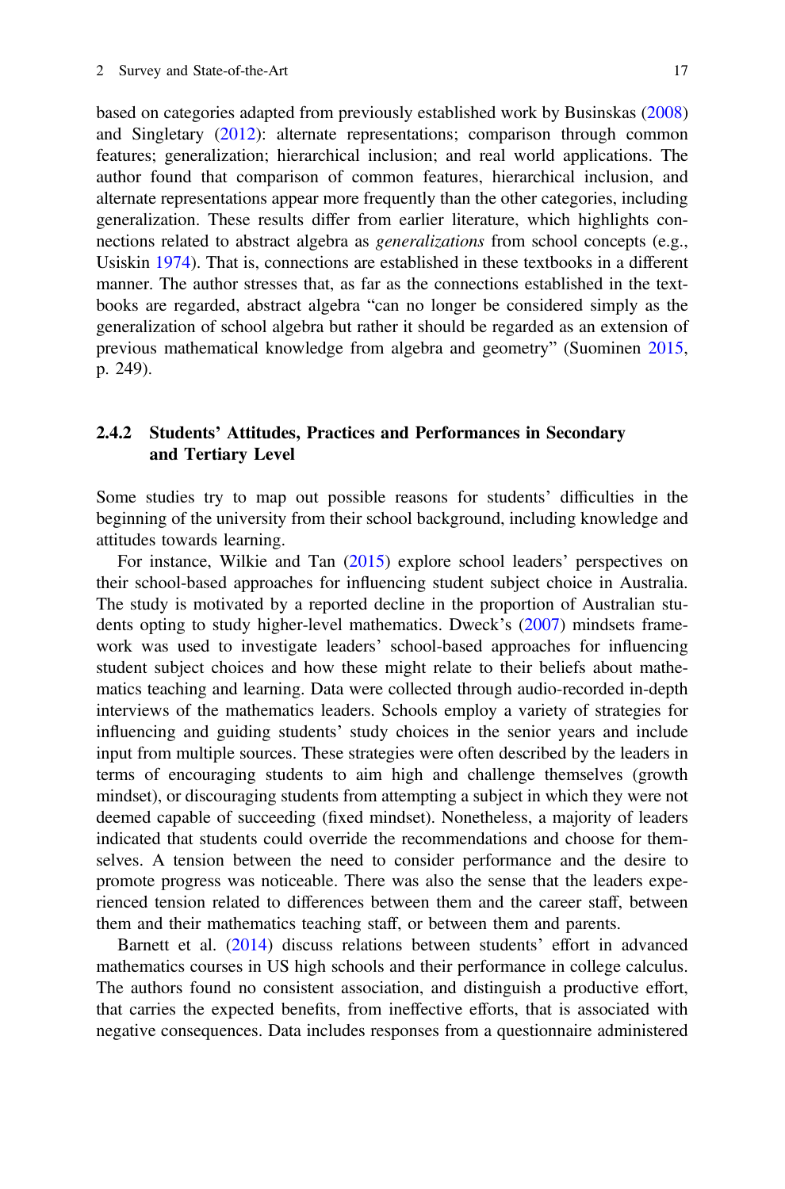based on categories adapted from previously established work by Businskas (2008) and Singletary (2012): alternate representations; comparison through common features; generalization; hierarchical inclusion; and real world applications. The author found that comparison of common features, hierarchical inclusion, and alternate representations appear more frequently than the other categories, including generalization. These results differ from earlier literature, which highlights connections related to abstract algebra as *generalizations* from school concepts (e.g., Usiskin 1974). That is, connections are established in these textbooks in a different manner. The author stresses that, as far as the connections established in the textbooks are regarded, abstract algebra "can no longer be considered simply as the generalization of school algebra but rather it should be regarded as an extension of previous mathematical knowledge from algebra and geometry" (Suominen 2015, p. 249).

### 2.4.2 Students' Attitudes, Practices and Performances in Secondary and Tertiary Level

Some studies try to map out possible reasons for students' difficulties in the beginning of the university from their school background, including knowledge and attitudes towards learning.

For instance, Wilkie and Tan (2015) explore school leaders' perspectives on their school-based approaches for influencing student subject choice in Australia. The study is motivated by a reported decline in the proportion of Australian students opting to study higher-level mathematics. Dweck's (2007) mindsets framework was used to investigate leaders' school-based approaches for influencing student subject choices and how these might relate to their beliefs about mathematics teaching and learning. Data were collected through audio-recorded in-depth interviews of the mathematics leaders. Schools employ a variety of strategies for influencing and guiding students' study choices in the senior years and include input from multiple sources. These strategies were often described by the leaders in terms of encouraging students to aim high and challenge themselves (growth mindset), or discouraging students from attempting a subject in which they were not deemed capable of succeeding (fixed mindset). Nonetheless, a majority of leaders indicated that students could override the recommendations and choose for themselves. A tension between the need to consider performance and the desire to promote progress was noticeable. There was also the sense that the leaders experienced tension related to differences between them and the career staff, between them and their mathematics teaching staff, or between them and parents.

Barnett et al. (2014) discuss relations between students' effort in advanced mathematics courses in US high schools and their performance in college calculus. The authors found no consistent association, and distinguish a productive effort, that carries the expected benefits, from ineffective efforts, that is associated with negative consequences. Data includes responses from a questionnaire administered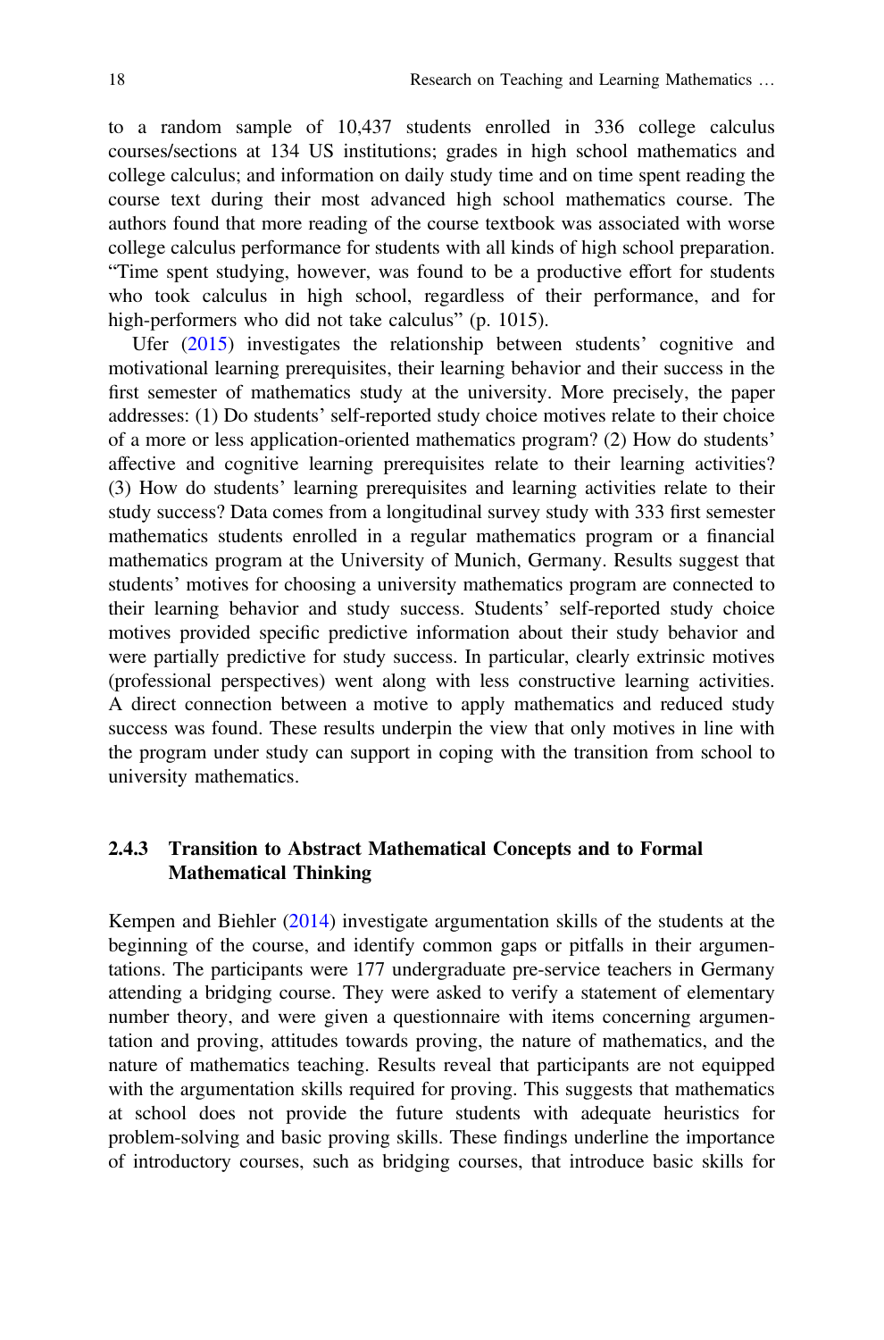to a random sample of 10,437 students enrolled in 336 college calculus courses/sections at 134 US institutions; grades in high school mathematics and college calculus; and information on daily study time and on time spent reading the course text during their most advanced high school mathematics course. The authors found that more reading of the course textbook was associated with worse college calculus performance for students with all kinds of high school preparation. "Time spent studying, however, was found to be a productive effort for students who took calculus in high school, regardless of their performance, and for high-performers who did not take calculus" (p. 1015).

Ufer (2015) investigates the relationship between students' cognitive and motivational learning prerequisites, their learning behavior and their success in the first semester of mathematics study at the university. More precisely, the paper addresses: (1) Do students' self-reported study choice motives relate to their choice of a more or less application-oriented mathematics program? (2) How do students' affective and cognitive learning prerequisites relate to their learning activities? (3) How do students' learning prerequisites and learning activities relate to their study success? Data comes from a longitudinal survey study with 333 first semester mathematics students enrolled in a regular mathematics program or a financial mathematics program at the University of Munich, Germany. Results suggest that students' motives for choosing a university mathematics program are connected to their learning behavior and study success. Students' self-reported study choice motives provided specific predictive information about their study behavior and were partially predictive for study success. In particular, clearly extrinsic motives (professional perspectives) went along with less constructive learning activities. A direct connection between a motive to apply mathematics and reduced study success was found. These results underpin the view that only motives in line with the program under study can support in coping with the transition from school to university mathematics.

### 2.4.3 Transition to Abstract Mathematical Concepts and to Formal Mathematical Thinking

Kempen and Biehler (2014) investigate argumentation skills of the students at the beginning of the course, and identify common gaps or pitfalls in their argumentations. The participants were 177 undergraduate pre-service teachers in Germany attending a bridging course. They were asked to verify a statement of elementary number theory, and were given a questionnaire with items concerning argumentation and proving, attitudes towards proving, the nature of mathematics, and the nature of mathematics teaching. Results reveal that participants are not equipped with the argumentation skills required for proving. This suggests that mathematics at school does not provide the future students with adequate heuristics for problem-solving and basic proving skills. These findings underline the importance of introductory courses, such as bridging courses, that introduce basic skills for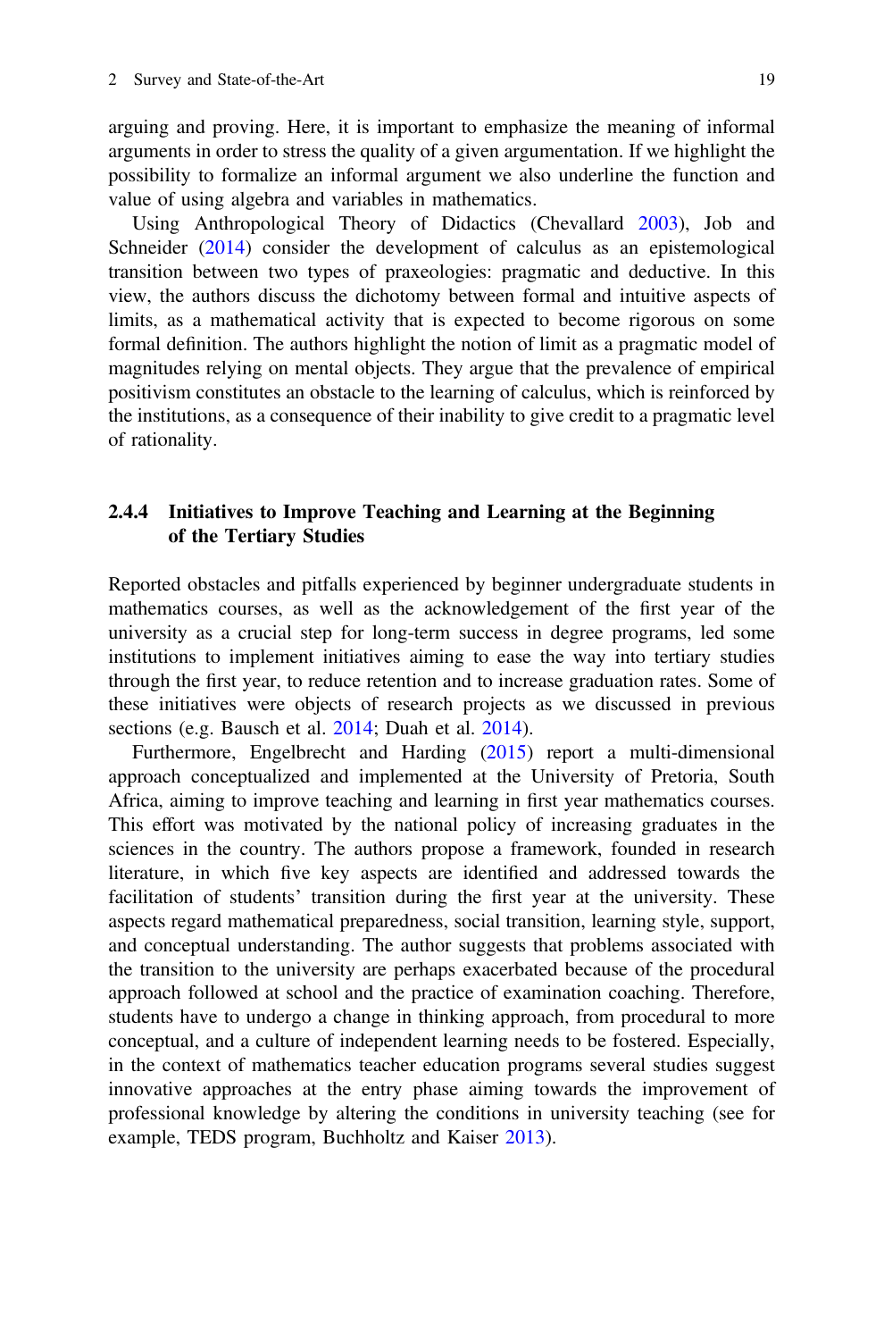arguing and proving. Here, it is important to emphasize the meaning of informal arguments in order to stress the quality of a given argumentation. If we highlight the possibility to formalize an informal argument we also underline the function and value of using algebra and variables in mathematics.

Using Anthropological Theory of Didactics (Chevallard 2003), Job and Schneider (2014) consider the development of calculus as an epistemological transition between two types of praxeologies: pragmatic and deductive. In this view, the authors discuss the dichotomy between formal and intuitive aspects of limits, as a mathematical activity that is expected to become rigorous on some formal definition. The authors highlight the notion of limit as a pragmatic model of magnitudes relying on mental objects. They argue that the prevalence of empirical positivism constitutes an obstacle to the learning of calculus, which is reinforced by the institutions, as a consequence of their inability to give credit to a pragmatic level of rationality.

### 2.4.4 Initiatives to Improve Teaching and Learning at the Beginning of the Tertiary Studies

Reported obstacles and pitfalls experienced by beginner undergraduate students in mathematics courses, as well as the acknowledgement of the first year of the university as a crucial step for long-term success in degree programs, led some institutions to implement initiatives aiming to ease the way into tertiary studies through the first year, to reduce retention and to increase graduation rates. Some of these initiatives were objects of research projects as we discussed in previous sections (e.g. Bausch et al. 2014; Duah et al. 2014).

Furthermore, Engelbrecht and Harding (2015) report a multi-dimensional approach conceptualized and implemented at the University of Pretoria, South Africa, aiming to improve teaching and learning in first year mathematics courses. This effort was motivated by the national policy of increasing graduates in the sciences in the country. The authors propose a framework, founded in research literature, in which five key aspects are identified and addressed towards the facilitation of students' transition during the first year at the university. These aspects regard mathematical preparedness, social transition, learning style, support, and conceptual understanding. The author suggests that problems associated with the transition to the university are perhaps exacerbated because of the procedural approach followed at school and the practice of examination coaching. Therefore, students have to undergo a change in thinking approach, from procedural to more conceptual, and a culture of independent learning needs to be fostered. Especially, in the context of mathematics teacher education programs several studies suggest innovative approaches at the entry phase aiming towards the improvement of professional knowledge by altering the conditions in university teaching (see for example, TEDS program, Buchholtz and Kaiser 2013).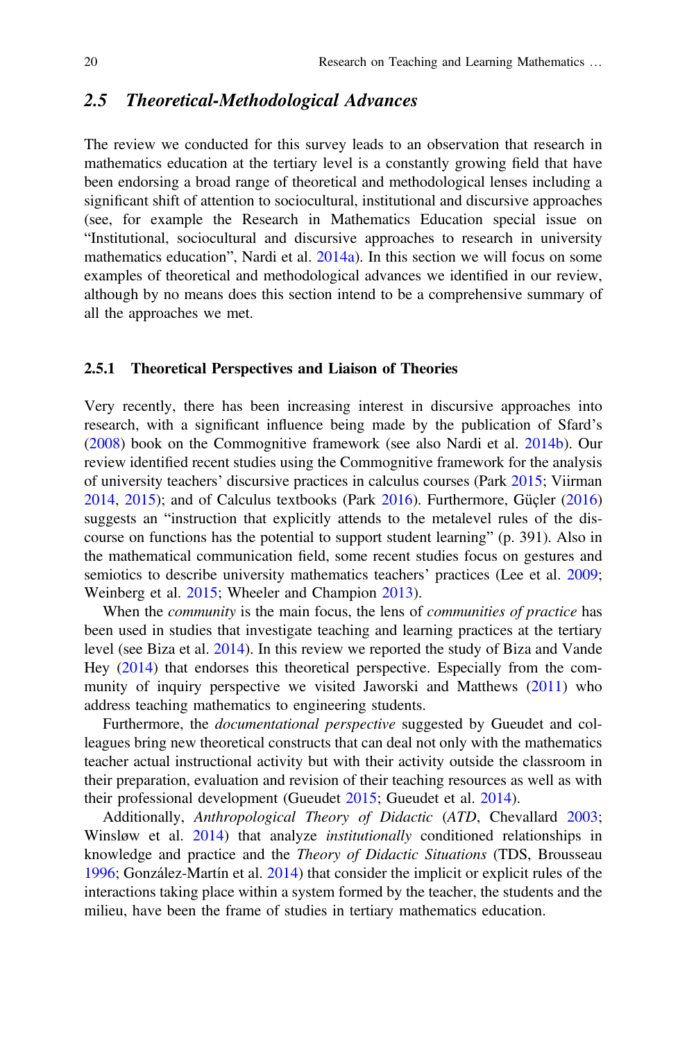## 2.5 *Theoretical-Methodological Advances*

The review we conducted for this survey leads to an observation that research in mathematics education at the tertiary level is a constantly growing field that have been endorsing a broad range of theoretical and methodological lenses including a significant shift of attention to sociocultural, institutional and discursive approaches (see, for example the Research in Mathematics Education special issue on "Institutional, sociocultural and discursive approaches to research in university mathematics education", Nardi et al. 2014a). In this section we will focus on some examples of theoretical and methodological advances we identified in our review, although by no means does this section intend to be a comprehensive summary of all the approaches we met.

### 2.5.1 Theoretical Perspectives and Liaison of Theories

Very recently, there has been increasing interest in discursive approaches into research, with a significant influence being made by the publication of Sfard's (2008) book on the Commognitive framework (see also Nardi et al. 2014b). Our review identified recent studies using the Commognitive framework for the analysis of university teachers' discursive practices in calculus courses (Park 2015; Viirman 2014, 2015); and of Calculus textbooks (Park 2016). Furthermore, Güçler (2016) suggests an "instruction that explicitly attends to the metalevel rules of the discourse on functions has the potential to support student learning" (p. 391). Also in the mathematical communication field, some recent studies focus on gestures and semiotics to describe university mathematics teachers' practices (Lee et al. 2009; Weinberg et al. 2015; Wheeler and Champion 2013).

When the *community* is the main focus, the lens of *communities of practice* has been used in studies that investigate teaching and learning practices at the tertiary level (see Biza et al. 2014). In this review we reported the study of Biza and Vande Hey (2014) that endorses this theoretical perspective. Especially from the community of inquiry perspective we visited Jaworski and Matthews (2011) who address teaching mathematics to engineering students.

Furthermore, the *documentational perspective* suggested by Gueudet and colleagues bring new theoretical constructs that can deal not only with the mathematics teacher actual instructional activity but with their activity outside the classroom in their preparation, evaluation and revision of their teaching resources as well as with their professional development (Gueudet 2015; Gueudet et al. 2014).

Additionally, *Anthropological Theory of Didactic* (*ATD*, Chevallard 2003; Winsløw et al. 2014) that analyze *institutionally* conditioned relationships in knowledge and practice and the *Theory of Didactic Situations* (TDS, Brousseau 1996; González-Martín et al. 2014) that consider the implicit or explicit rules of the interactions taking place within a system formed by the teacher, the students and the milieu, have been the frame of studies in tertiary mathematics education.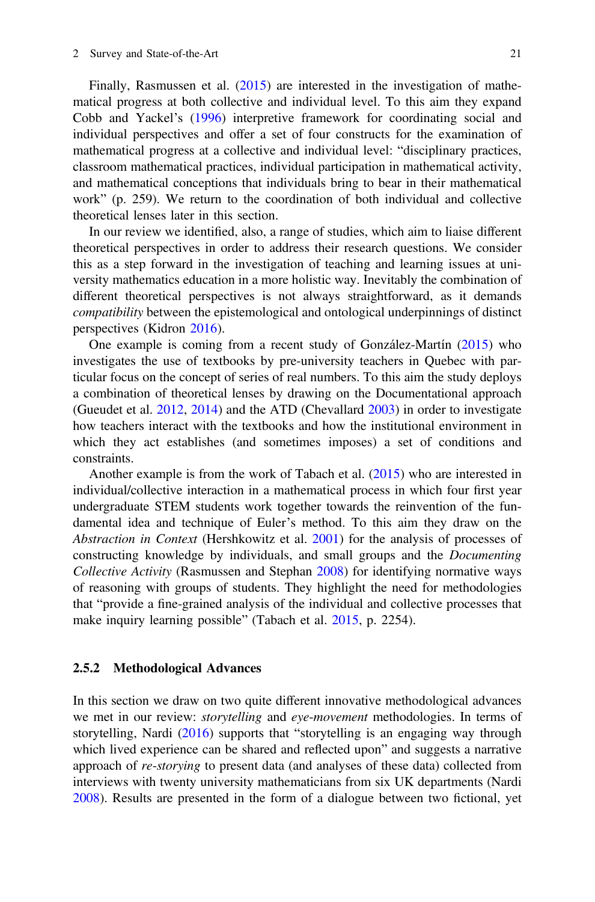Finally, Rasmussen et al. (2015) are interested in the investigation of mathematical progress at both collective and individual level. To this aim they expand Cobb and Yackel's (1996) interpretive framework for coordinating social and individual perspectives and offer a set of four constructs for the examination of mathematical progress at a collective and individual level: "disciplinary practices, classroom mathematical practices, individual participation in mathematical activity, and mathematical conceptions that individuals bring to bear in their mathematical work" (p. 259). We return to the coordination of both individual and collective theoretical lenses later in this section.

In our review we identified, also, a range of studies, which aim to liaise different theoretical perspectives in order to address their research questions. We consider this as a step forward in the investigation of teaching and learning issues at university mathematics education in a more holistic way. Inevitably the combination of different theoretical perspectives is not always straightforward, as it demands *compatibility* between the epistemological and ontological underpinnings of distinct perspectives (Kidron 2016).

One example is coming from a recent study of González-Martín (2015) who investigates the use of textbooks by pre-university teachers in Quebec with particular focus on the concept of series of real numbers. To this aim the study deploys a combination of theoretical lenses by drawing on the Documentational approach (Gueudet et al. 2012, 2014) and the ATD (Chevallard 2003) in order to investigate how teachers interact with the textbooks and how the institutional environment in which they act establishes (and sometimes imposes) a set of conditions and constraints.

Another example is from the work of Tabach et al. (2015) who are interested in individual/collective interaction in a mathematical process in which four first year undergraduate STEM students work together towards the reinvention of the fundamental idea and technique of Euler's method. To this aim they draw on the *Abstraction in Context* (Hershkowitz et al. 2001) for the analysis of processes of constructing knowledge by individuals, and small groups and the *Documenting Collective Activity* (Rasmussen and Stephan 2008) for identifying normative ways of reasoning with groups of students. They highlight the need for methodologies that "provide a fine-grained analysis of the individual and collective processes that make inquiry learning possible" (Tabach et al. 2015, p. 2254).

### 2.5.2 Methodological Advances

In this section we draw on two quite different innovative methodological advances we met in our review: *storytelling* and *eye-movement* methodologies. In terms of storytelling, Nardi (2016) supports that "storytelling is an engaging way through which lived experience can be shared and reflected upon" and suggests a narrative approach of *re-storying* to present data (and analyses of these data) collected from interviews with twenty university mathematicians from six UK departments (Nardi 2008). Results are presented in the form of a dialogue between two fictional, yet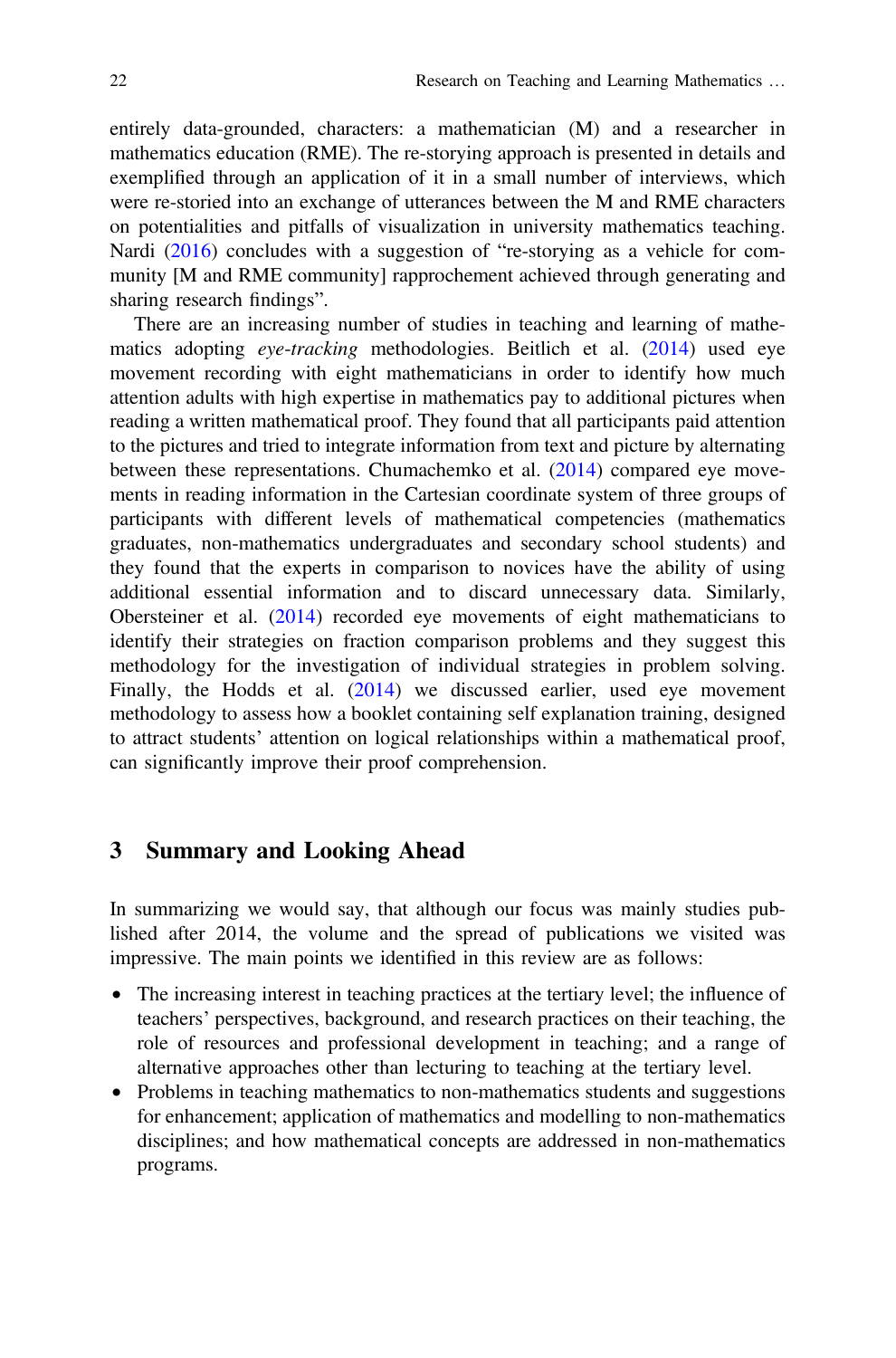entirely data-grounded, characters: a mathematician (M) and a researcher in mathematics education (RME). The re-storying approach is presented in details and exemplified through an application of it in a small number of interviews, which were re-storied into an exchange of utterances between the M and RME characters on potentialities and pitfalls of visualization in university mathematics teaching. Nardi (2016) concludes with a suggestion of "re-storying as a vehicle for community [M and RME community] rapprochement achieved through generating and sharing research findings".

There are an increasing number of studies in teaching and learning of mathematics adopting *eye-tracking* methodologies. Beitlich et al. (2014) used eye movement recording with eight mathematicians in order to identify how much attention adults with high expertise in mathematics pay to additional pictures when reading a written mathematical proof. They found that all participants paid attention to the pictures and tried to integrate information from text and picture by alternating between these representations. Chumachemko et al. (2014) compared eye movements in reading information in the Cartesian coordinate system of three groups of participants with different levels of mathematical competencies (mathematics graduates, non-mathematics undergraduates and secondary school students) and they found that the experts in comparison to novices have the ability of using additional essential information and to discard unnecessary data. Similarly, Obersteiner et al. (2014) recorded eye movements of eight mathematicians to identify their strategies on fraction comparison problems and they suggest this methodology for the investigation of individual strategies in problem solving. Finally, the Hodds et al. (2014) we discussed earlier, used eye movement methodology to assess how a booklet containing self explanation training, designed to attract students' attention on logical relationships within a mathematical proof, can significantly improve their proof comprehension.

## 3 Summary and Looking Ahead

In summarizing we would say, that although our focus was mainly studies published after 2014, the volume and the spread of publications we visited was impressive. The main points we identified in this review are as follows:

- The increasing interest in teaching practices at the tertiary level; the influence of teachers' perspectives, background, and research practices on their teaching, the role of resources and professional development in teaching; and a range of alternative approaches other than lecturing to teaching at the tertiary level.
- Problems in teaching mathematics to non-mathematics students and suggestions for enhancement; application of mathematics and modelling to non-mathematics disciplines; and how mathematical concepts are addressed in non-mathematics programs.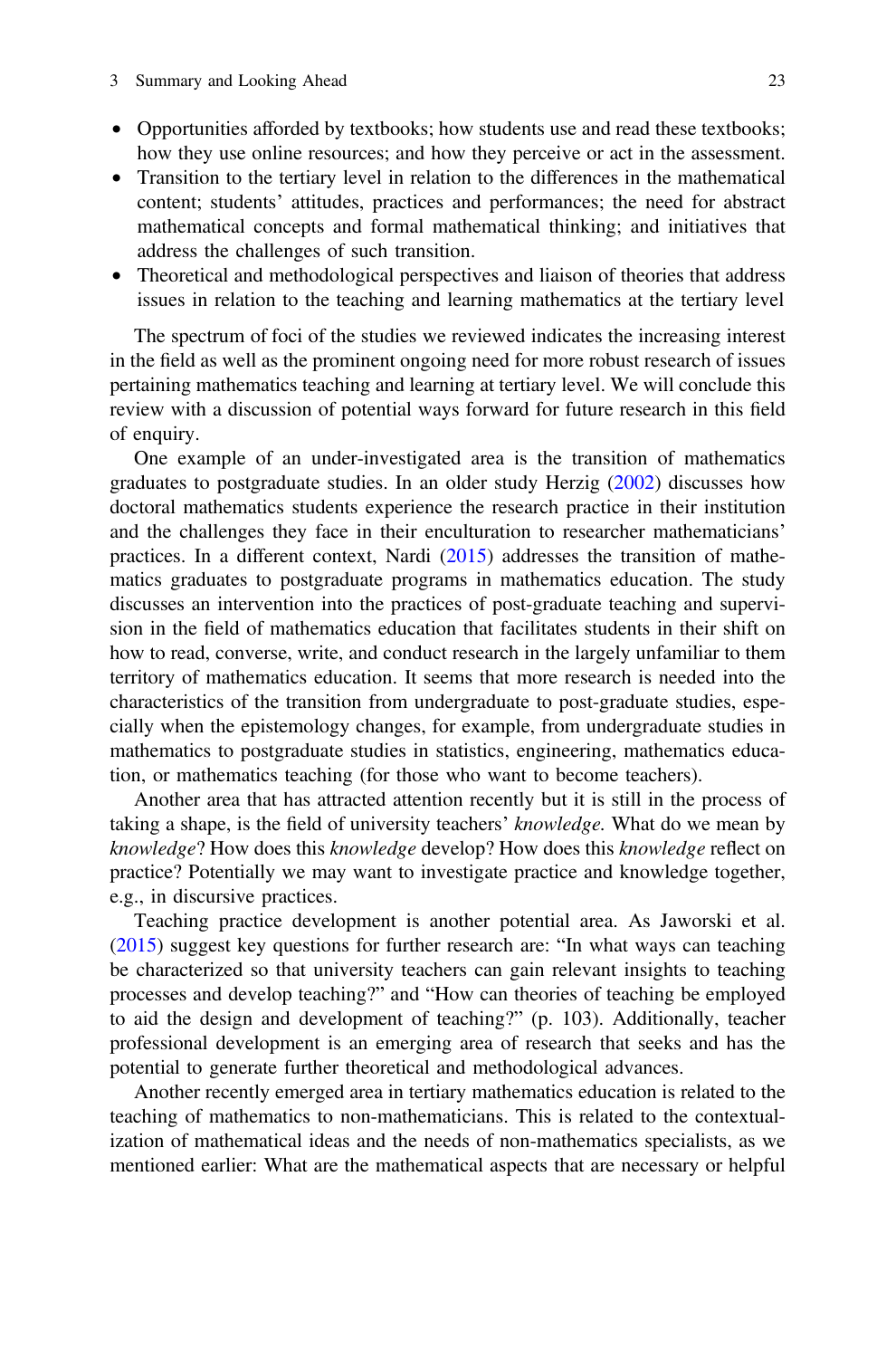- Opportunities afforded by textbooks; how students use and read these textbooks; how they use online resources; and how they perceive or act in the assessment.
- Transition to the tertiary level in relation to the differences in the mathematical content; students' attitudes, practices and performances; the need for abstract mathematical concepts and formal mathematical thinking; and initiatives that address the challenges of such transition.
- Theoretical and methodological perspectives and liaison of theories that address issues in relation to the teaching and learning mathematics at the tertiary level

The spectrum of foci of the studies we reviewed indicates the increasing interest in the field as well as the prominent ongoing need for more robust research of issues pertaining mathematics teaching and learning at tertiary level. We will conclude this review with a discussion of potential ways forward for future research in this field of enquiry.

One example of an under-investigated area is the transition of mathematics graduates to postgraduate studies. In an older study Herzig (2002) discusses how doctoral mathematics students experience the research practice in their institution and the challenges they face in their enculturation to researcher mathematicians' practices. In a different context, Nardi (2015) addresses the transition of mathematics graduates to postgraduate programs in mathematics education. The study discusses an intervention into the practices of post-graduate teaching and supervision in the field of mathematics education that facilitates students in their shift on how to read, converse, write, and conduct research in the largely unfamiliar to them territory of mathematics education. It seems that more research is needed into the characteristics of the transition from undergraduate to post-graduate studies, especially when the epistemology changes, for example, from undergraduate studies in mathematics to postgraduate studies in statistics, engineering, mathematics education, or mathematics teaching (for those who want to become teachers).

Another area that has attracted attention recently but it is still in the process of taking a shape, is the field of university teachers' *knowledge*. What do we mean by *knowledge*? How does this *knowledge* develop? How does this *knowledge* reflect on practice? Potentially we may want to investigate practice and knowledge together, e.g., in discursive practices.

Teaching practice development is another potential area. As Jaworski et al. (2015) suggest key questions for further research are: "In what ways can teaching be characterized so that university teachers can gain relevant insights to teaching processes and develop teaching?" and "How can theories of teaching be employed to aid the design and development of teaching?" (p. 103). Additionally, teacher professional development is an emerging area of research that seeks and has the potential to generate further theoretical and methodological advances.

Another recently emerged area in tertiary mathematics education is related to the teaching of mathematics to non-mathematicians. This is related to the contextualization of mathematical ideas and the needs of non-mathematics specialists, as we mentioned earlier: What are the mathematical aspects that are necessary or helpful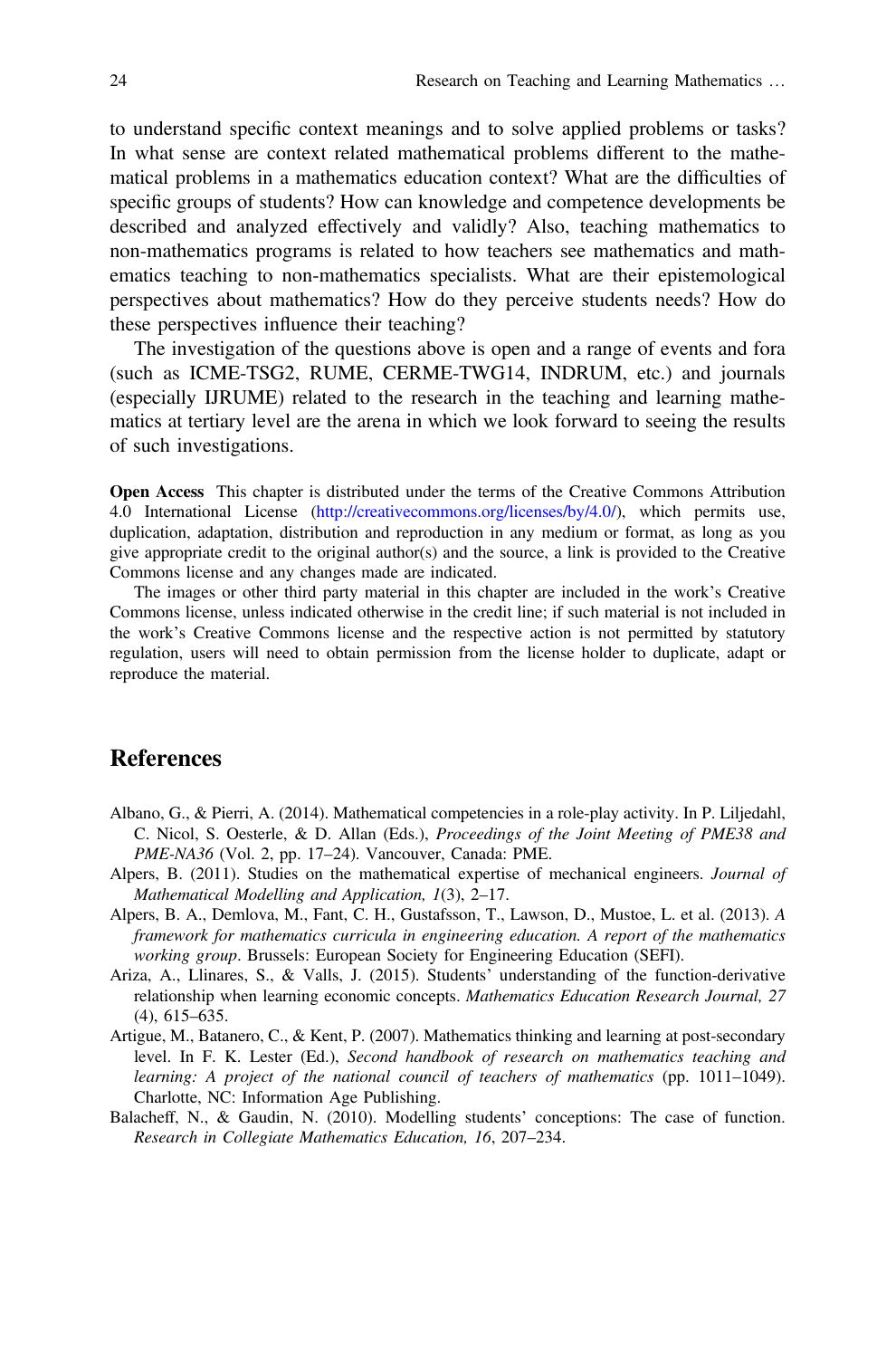to understand specific context meanings and to solve applied problems or tasks? In what sense are context related mathematical problems different to the mathematical problems in a mathematics education context? What are the difficulties of specific groups of students? How can knowledge and competence developments be described and analyzed effectively and validly? Also, teaching mathematics to non-mathematics programs is related to how teachers see mathematics and mathematics teaching to non-mathematics specialists. What are their epistemological perspectives about mathematics? How do they perceive students needs? How do these perspectives influence their teaching?

The investigation of the questions above is open and a range of events and fora (such as ICME-TSG2, RUME, CERME-TWG14, INDRUM, etc.) and journals (especially IJRUME) related to the research in the teaching and learning mathematics at tertiary level are the arena in which we look forward to seeing the results of such investigations.

**Open Access** This chapter is distributed under the terms of the Creative Commons Attribution 4.0 International License (http://creativecommons.org/licenses/by/4.0/), which permits use, duplication, adaptation, distribution and reproduction in any medium or format, as long as you give appropriate credit to the original author(s) and the source, a link is provided to the Creative Commons license and any changes made are indicated.

The images or other third party material in this chapter are included in the work's Creative Commons license, unless indicated otherwise in the credit line; if such material is not included in the work's Creative Commons license and the respective action is not permitted by statutory regulation, users will need to obtain permission from the license holder to duplicate, adapt or reproduce the material.

## References

Albano, G., & Pierri, A. (2014). Mathematical competencies in a role-play activity. In P. Liljedahl, C. Nicol, S. Oesterle, & D. Allan (Eds.), *Proceedings of the Joint Meeting of PME38 and PME-NA36* (Vol. 2, pp. 17–24). Vancouver, Canada: PME.

Alpers, B. (2011). Studies on the mathematical expertise of mechanical engineers. *Journal of Mathematical Modelling and Application, 1*(3), 2–17.

Alpers, B. A., Demlova, M., Fant, C. H., Gustafsson, T., Lawson, D., Mustoe, L. et al. (2013). *A framework for mathematics curricula in engineering education. A report of the mathematics working group*. Brussels: European Society for Engineering Education (SEFI).

Ariza, A., Llinares, S., & Valls, J. (2015). Students' understanding of the function-derivative relationship when learning economic concepts. *Mathematics Education Research Journal, 27* (4), 615–635.

Artigue, M., Batanero, C., & Kent, P. (2007). Mathematics thinking and learning at post-secondary level. In F. K. Lester (Ed.), *Second handbook of research on mathematics teaching and learning: A project of the national council of teachers of mathematics* (pp. 1011–1049). Charlotte, NC: Information Age Publishing.

Balacheff, N., & Gaudin, N. (2010). Modelling students' conceptions: The case of function. *Research in Collegiate Mathematics Education, 16*, 207–234.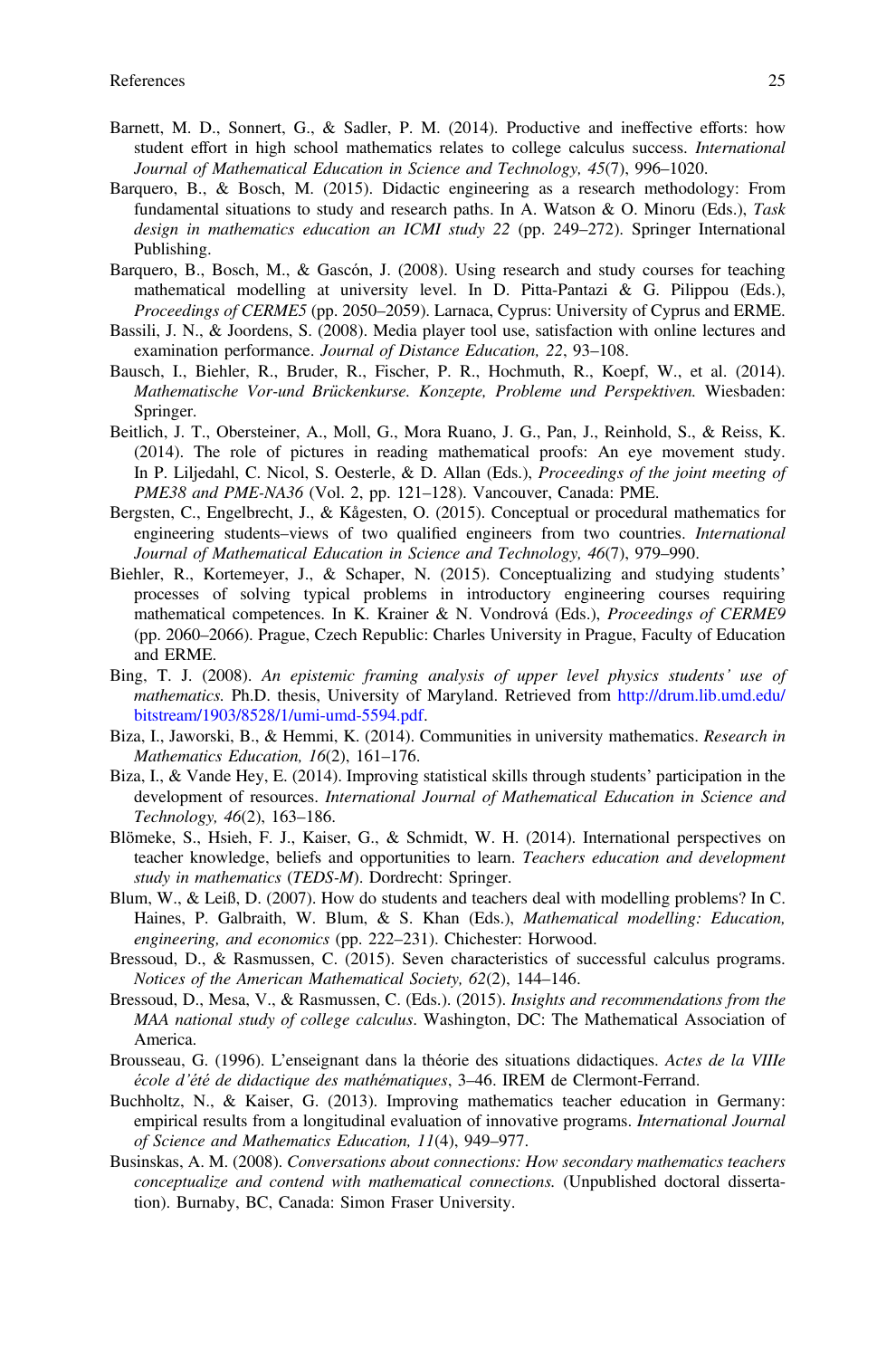Barnett, M. D., Sonnert, G., & Sadler, P. M. (2014). Productive and ineffective efforts: how student effort in high school mathematics relates to college calculus success. *International Journal of Mathematical Education in Science and Technology, 45*(7), 996–1020.

Barquero, B., & Bosch, M. (2015). Didactic engineering as a research methodology: From fundamental situations to study and research paths. In A. Watson & O. Minoru (Eds.), *Task design in mathematics education an ICMI study 22* (pp. 249–272). Springer International Publishing.

Barquero, B., Bosch, M., & Gascón, J. (2008). Using research and study courses for teaching mathematical modelling at university level. In D. Pitta-Pantazi & G. Pilippou (Eds.), *Proceedings of CERME5* (pp. 2050–2059). Larnaca, Cyprus: University of Cyprus and ERME.

Bassili, J. N., & Joordens, S. (2008). Media player tool use, satisfaction with online lectures and examination performance. *Journal of Distance Education, 22*, 93–108.

Bausch, I., Biehler, R., Bruder, R., Fischer, P. R., Hochmuth, R., Koepf, W., et al. (2014). *Mathematische Vor-und Brückenkurse. Konzepte, Probleme und Perspektiven.* Wiesbaden: Springer.

Beitlich, J. T., Obersteiner, A., Moll, G., Mora Ruano, J. G., Pan, J., Reinhold, S., & Reiss, K. (2014). The role of pictures in reading mathematical proofs: An eye movement study. In P. Liljedahl, C. Nicol, S. Oesterle, & D. Allan (Eds.), *Proceedings of the joint meeting of PME38 and PME-NA36* (Vol. 2, pp. 121–128). Vancouver, Canada: PME.

Bergsten, C., Engelbrecht, J., & Kågesten, O. (2015). Conceptual or procedural mathematics for engineering students–views of two qualified engineers from two countries. *International Journal of Mathematical Education in Science and Technology, 46*(7), 979–990.

Biehler, R., Kortemeyer, J., & Schaper, N. (2015). Conceptualizing and studying students' processes of solving typical problems in introductory engineering courses requiring mathematical competences. In K. Krainer & N. Vondrová (Eds.), *Proceedings of CERME9* (pp. 2060–2066). Prague, Czech Republic: Charles University in Prague, Faculty of Education and ERME.

Bing, T. J. (2008). *An epistemic framing analysis of upper level physics students' use of mathematics.* Ph.D. thesis, University of Maryland. Retrieved from http://drum.lib.umd.edu/bitstream/1903/8528/1/umi-umd-5594.pdf.

Biza, I., Jaworski, B., & Hemmi, K. (2014). Communities in university mathematics. *Research in Mathematics Education, 16*(2), 161–176.

Biza, I., & Vande Hey, E. (2014). Improving statistical skills through students' participation in the development of resources. *International Journal of Mathematical Education in Science and Technology, 46*(2), 163–186.

Blömeke, S., Hsieh, F. J., Kaiser, G., & Schmidt, W. H. (2014). International perspectives on teacher knowledge, beliefs and opportunities to learn. *Teachers education and development study in mathematics* (*TEDS-M*). Dordrecht: Springer.

Blum, W., & Leiß, D. (2007). How do students and teachers deal with modelling problems? In C. Haines, P. Galbraith, W. Blum, & S. Khan (Eds.), *Mathematical modelling: Education, engineering, and economics* (pp. 222–231). Chichester: Horwood.

Bressoud, D., & Rasmussen, C. (2015). Seven characteristics of successful calculus programs. *Notices of the American Mathematical Society, 62*(2), 144–146.

Bressoud, D., Mesa, V., & Rasmussen, C. (Eds.). (2015). *Insights and recommendations from the MAA national study of college calculus*. Washington, DC: The Mathematical Association of America.

Brousseau, G. (1996). L'enseignant dans la théorie des situations didactiques. *Actes de la VIIIe école d'été de didactique des mathématiques*, 3–46. IREM de Clermont-Ferrand.

Buchholtz, N., & Kaiser, G. (2013). Improving mathematics teacher education in Germany: empirical results from a longitudinal evaluation of innovative programs. *International Journal of Science and Mathematics Education, 11*(4), 949–977.

Businskas, A. M. (2008). *Conversations about connections: How secondary mathematics teachers conceptualize and contend with mathematical connections.* (Unpublished doctoral dissertation). Burnaby, BC, Canada: Simon Fraser University.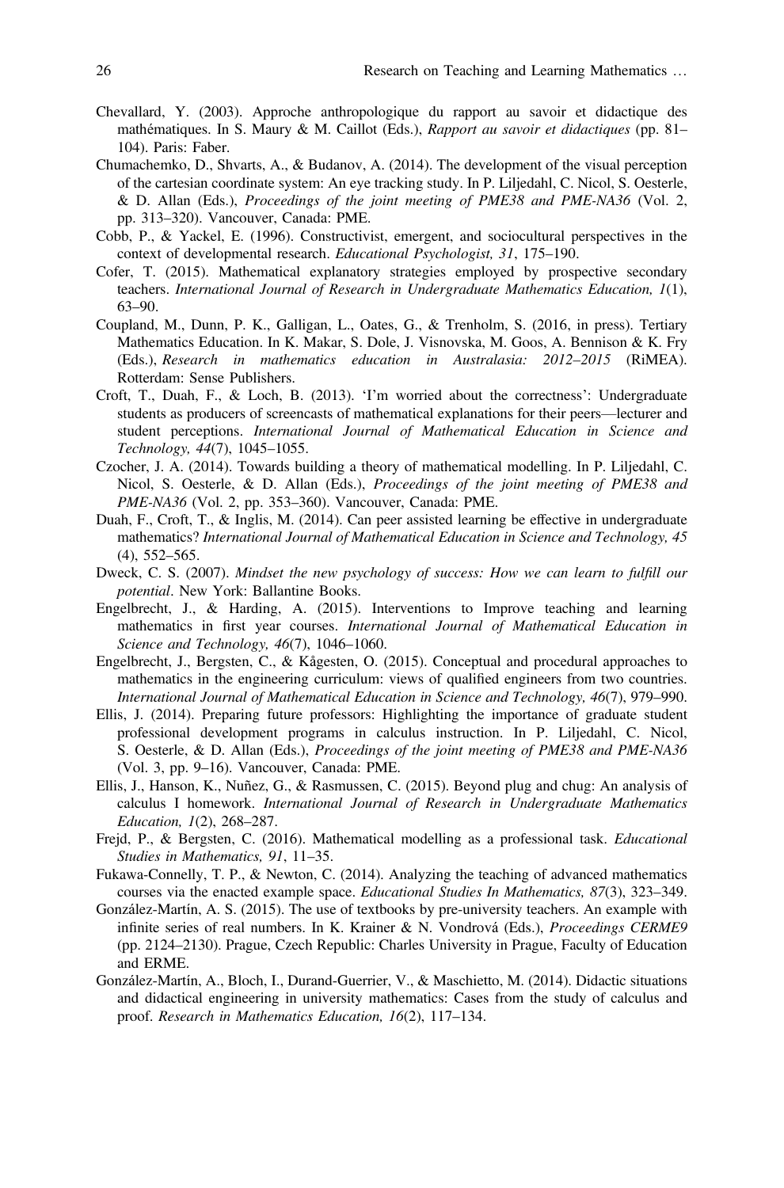Chevallard, Y. (2003). Approche anthropologique du rapport au savoir et didactique des mathématiques. In S. Maury & M. Caillot (Eds.), *Rapport au savoir et didactiques* (pp. 81–104). Paris: Faber.

Chumachemko, D., Shvarts, A., & Budanov, A. (2014). The development of the visual perception of the cartesian coordinate system: An eye tracking study. In P. Liljedahl, C. Nicol, S. Oesterle, & D. Allan (Eds.), *Proceedings of the joint meeting of PME38 and PME-NA36* (Vol. 2, pp. 313–320). Vancouver, Canada: PME.

Cobb, P., & Yackel, E. (1996). Constructivist, emergent, and sociocultural perspectives in the context of developmental research. *Educational Psychologist, 31*, 175–190.

Cofer, T. (2015). Mathematical explanatory strategies employed by prospective secondary teachers. *International Journal of Research in Undergraduate Mathematics Education, 1*(1), 63–90.

Coupland, M., Dunn, P. K., Galligan, L., Oates, G., & Trenholm, S. (2016, in press). Tertiary Mathematics Education. In K. Makar, S. Dole, J. Visnovska, M. Goos, A. Bennison & K. Fry (Eds.), *Research in mathematics education in Australasia: 2012–2015* (RiMEA). Rotterdam: Sense Publishers.

Croft, T., Duah, F., & Loch, B. (2013). 'I'm worried about the correctness': Undergraduate students as producers of screencasts of mathematical explanations for their peers—lecturer and student perceptions. *International Journal of Mathematical Education in Science and Technology, 44*(7), 1045–1055.

Czocher, J. A. (2014). Towards building a theory of mathematical modelling. In P. Liljedahl, C. Nicol, S. Oesterle, & D. Allan (Eds.), *Proceedings of the joint meeting of PME38 and PME-NA36* (Vol. 2, pp. 353–360). Vancouver, Canada: PME.

Duah, F., Croft, T., & Inglis, M. (2014). Can peer assisted learning be effective in undergraduate mathematics? *International Journal of Mathematical Education in Science and Technology, 45* (4), 552–565.

Dweck, C. S. (2007). *Mindset the new psychology of success: How we can learn to fulfill our potential*. New York: Ballantine Books.

Engelbrecht, J., & Harding, A. (2015). Interventions to Improve teaching and learning mathematics in first year courses. *International Journal of Mathematical Education in Science and Technology, 46*(7), 1046–1060.

Engelbrecht, J., Bergsten, C., & Kågesten, O. (2015). Conceptual and procedural approaches to mathematics in the engineering curriculum: views of qualified engineers from two countries. *International Journal of Mathematical Education in Science and Technology, 46*(7), 979–990.

Ellis, J. (2014). Preparing future professors: Highlighting the importance of graduate student professional development programs in calculus instruction. In P. Liljedahl, C. Nicol, S. Oesterle, & D. Allan (Eds.), *Proceedings of the joint meeting of PME38 and PME-NA36* (Vol. 3, pp. 9–16). Vancouver, Canada: PME.

Ellis, J., Hanson, K., Nuñez, G., & Rasmussen, C. (2015). Beyond plug and chug: An analysis of calculus I homework. *International Journal of Research in Undergraduate Mathematics Education, 1*(2), 268–287.

Frejd, P., & Bergsten, C. (2016). Mathematical modelling as a professional task. *Educational Studies in Mathematics, 91*, 11–35.

Fukawa-Connelly, T. P., & Newton, C. (2014). Analyzing the teaching of advanced mathematics courses via the enacted example space. *Educational Studies In Mathematics, 87*(3), 323–349.

González-Martín, A. S. (2015). The use of textbooks by pre-university teachers. An example with infinite series of real numbers. In K. Krainer & N. Vondrová (Eds.), *Proceedings CERME9* (pp. 2124–2130). Prague, Czech Republic: Charles University in Prague, Faculty of Education and ERME.

González-Martín, A., Bloch, I., Durand-Guerrier, V., & Maschietto, M. (2014). Didactic situations and didactical engineering in university mathematics: Cases from the study of calculus and proof. *Research in Mathematics Education, 16*(2), 117–134.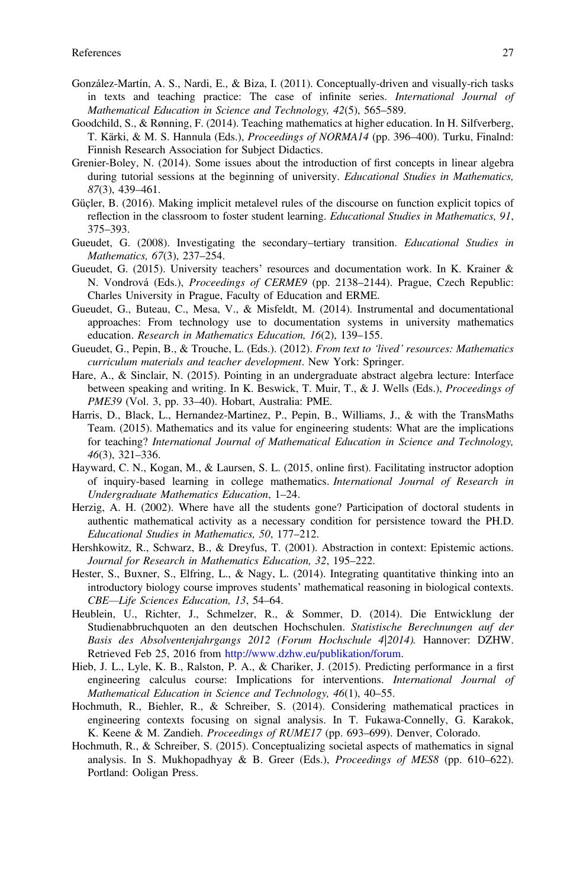González-Martín, A. S., Nardi, E., & Biza, I. (2011). Conceptually-driven and visually-rich tasks in texts and teaching practice: The case of infinite series. *International Journal of Mathematical Education in Science and Technology, 42*(5), 565–589.

Goodchild, S., & Rønning, F. (2014). Teaching mathematics at higher education. In H. Silfverberg, T. Kärki, & M. S. Hannula (Eds.), *Proceedings of NORMA14* (pp. 396–400). Turku, Finalnd: Finnish Research Association for Subject Didactics.

Grenier-Boley, N. (2014). Some issues about the introduction of first concepts in linear algebra during tutorial sessions at the beginning of university. *Educational Studies in Mathematics, 87*(3), 439–461.

Güçler, B. (2016). Making implicit metalevel rules of the discourse on function explicit topics of reflection in the classroom to foster student learning. *Educational Studies in Mathematics, 91*, 375–393.

Gueudet, G. (2008). Investigating the secondary–tertiary transition. *Educational Studies in Mathematics, 67*(3), 237–254.

Gueudet, G. (2015). University teachers' resources and documentation work. In K. Krainer & N. Vondrová (Eds.), *Proceedings of CERME9* (pp. 2138–2144). Prague, Czech Republic: Charles University in Prague, Faculty of Education and ERME.

Gueudet, G., Buteau, C., Mesa, V., & Misfeldt, M. (2014). Instrumental and documentational approaches: From technology use to documentation systems in university mathematics education. *Research in Mathematics Education, 16*(2), 139–155.

Gueudet, G., Pepin, B., & Trouche, L. (Eds.). (2012). *From text to 'lived' resources: Mathematics curriculum materials and teacher development*. New York: Springer.

Hare, A., & Sinclair, N. (2015). Pointing in an undergraduate abstract algebra lecture: Interface between speaking and writing. In K. Beswick, T. Muir, T., & J. Wells (Eds.), *Proceedings of PME39* (Vol. 3, pp. 33–40). Hobart, Australia: PME.

Harris, D., Black, L., Hernandez-Martinez, P., Pepin, B., Williams, J., & with the TransMaths Team. (2015). Mathematics and its value for engineering students: What are the implications for teaching? *International Journal of Mathematical Education in Science and Technology, 46*(3), 321–336.

Hayward, C. N., Kogan, M., & Laursen, S. L. (2015, online first). Facilitating instructor adoption of inquiry-based learning in college mathematics. *International Journal of Research in Undergraduate Mathematics Education*, 1–24.

Herzig, A. H. (2002). Where have all the students gone? Participation of doctoral students in authentic mathematical activity as a necessary condition for persistence toward the PH.D. *Educational Studies in Mathematics, 50*, 177–212.

Hershkowitz, R., Schwarz, B., & Dreyfus, T. (2001). Abstraction in context: Epistemic actions. *Journal for Research in Mathematics Education, 32*, 195–222.

Hester, S., Buxner, S., Elfring, L., & Nagy, L. (2014). Integrating quantitative thinking into an introductory biology course improves students' mathematical reasoning in biological contexts. *CBE—Life Sciences Education, 13*, 54–64.

Heublein, U., Richter, J., Schmelzer, R., & Sommer, D. (2014). Die Entwicklung der Studienabbruchquoten an den deutschen Hochschulen. *Statistische Berechnungen auf der Basis des Absolventenjahrgangs 2012 (Forum Hochschule 4|2014).* Hannover: DZHW. Retrieved Feb 25, 2016 from http://www.dzhw.eu/publikation/forum.

Hieb, J. L., Lyle, K. B., Ralston, P. A., & Chariker, J. (2015). Predicting performance in a first engineering calculus course: Implications for interventions. *International Journal of Mathematical Education in Science and Technology, 46*(1), 40–55.

Hochmuth, R., Biehler, R., & Schreiber, S. (2014). Considering mathematical practices in engineering contexts focusing on signal analysis. In T. Fukawa-Connelly, G. Karakok, K. Keene & M. Zandieh. *Proceedings of RUME17* (pp. 693–699). Denver, Colorado.

Hochmuth, R., & Schreiber, S. (2015). Conceptualizing societal aspects of mathematics in signal analysis. In S. Mukhopadhyay & B. Greer (Eds.), *Proceedings of MES8* (pp. 610–622). Portland: Ooligan Press.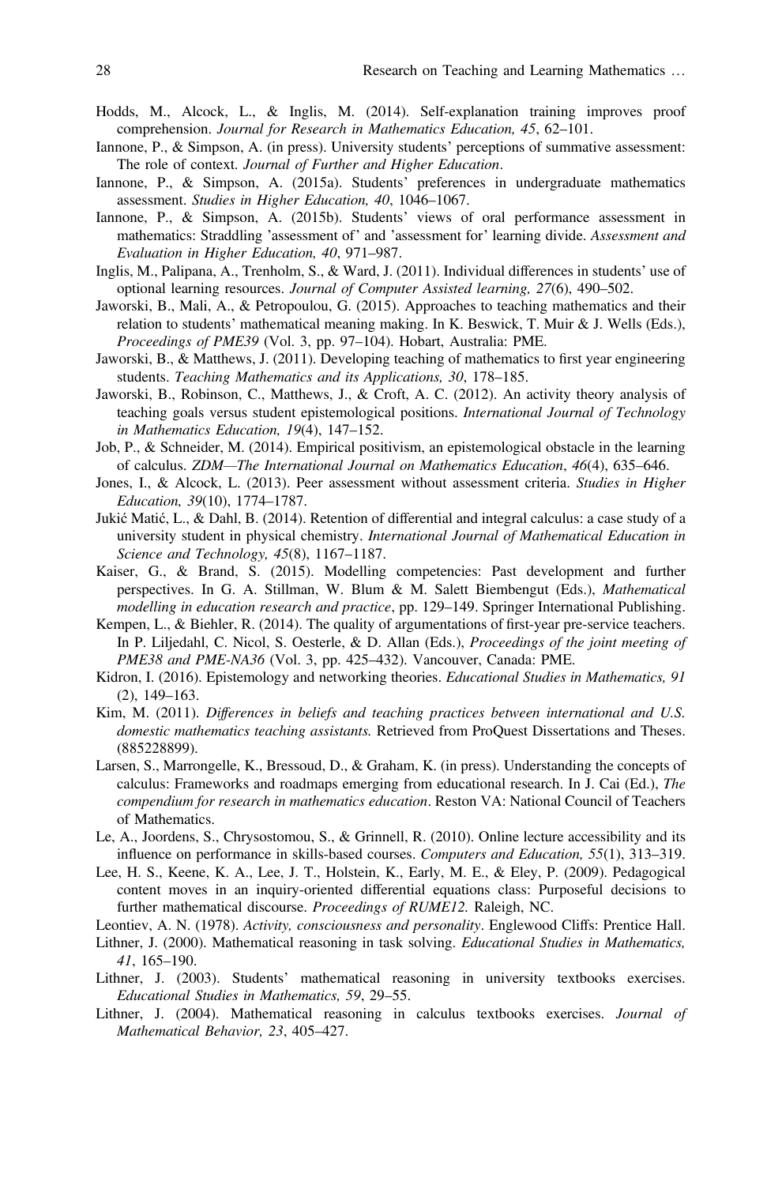Hodds, M., Alcock, L., & Inglis, M. (2014). Self-explanation training improves proof comprehension. *Journal for Research in Mathematics Education, 45*, 62–101.

Iannone, P., & Simpson, A. (in press). University students' perceptions of summative assessment: The role of context. *Journal of Further and Higher Education*.

Iannone, P., & Simpson, A. (2015a). Students' preferences in undergraduate mathematics assessment. *Studies in Higher Education, 40*, 1046–1067.

Iannone, P., & Simpson, A. (2015b). Students' views of oral performance assessment in mathematics: Straddling 'assessment of' and 'assessment for' learning divide. *Assessment and Evaluation in Higher Education, 40*, 971–987.

Inglis, M., Palipana, A., Trenholm, S., & Ward, J. (2011). Individual differences in students' use of optional learning resources. *Journal of Computer Assisted learning, 27*(6), 490–502.

Jaworski, B., Mali, A., & Petropoulou, G. (2015). Approaches to teaching mathematics and their relation to students' mathematical meaning making. In K. Beswick, T. Muir & J. Wells (Eds.), *Proceedings of PME39* (Vol. 3, pp. 97–104). Hobart, Australia: PME.

Jaworski, B., & Matthews, J. (2011). Developing teaching of mathematics to first year engineering students. *Teaching Mathematics and its Applications, 30*, 178–185.

Jaworski, B., Robinson, C., Matthews, J., & Croft, A. C. (2012). An activity theory analysis of teaching goals versus student epistemological positions. *International Journal of Technology in Mathematics Education, 19*(4), 147–152.

Job, P., & Schneider, M. (2014). Empirical positivism, an epistemological obstacle in the learning of calculus. *ZDM—The International Journal on Mathematics Education*, *46*(4), 635–646.

Jones, I., & Alcock, L. (2013). Peer assessment without assessment criteria. *Studies in Higher Education, 39*(10), 1774–1787.

Jukić Matić, L., & Dahl, B. (2014). Retention of differential and integral calculus: a case study of a university student in physical chemistry. *International Journal of Mathematical Education in Science and Technology, 45*(8), 1167–1187.

Kaiser, G., & Brand, S. (2015). Modelling competencies: Past development and further perspectives. In G. A. Stillman, W. Blum & M. Salett Biembengut (Eds.), *Mathematical modelling in education research and practice*, pp. 129–149. Springer International Publishing.

Kempen, L., & Biehler, R. (2014). The quality of argumentations of first-year pre-service teachers. In P. Liljedahl, C. Nicol, S. Oesterle, & D. Allan (Eds.), *Proceedings of the joint meeting of PME38 and PME-NA36* (Vol. 3, pp. 425–432). Vancouver, Canada: PME.

Kidron, I. (2016). Epistemology and networking theories. *Educational Studies in Mathematics, 91* (2), 149–163.

Kim, M. (2011). *Differences in beliefs and teaching practices between international and U.S. domestic mathematics teaching assistants.* Retrieved from ProQuest Dissertations and Theses. (885228899).

Larsen, S., Marrongelle, K., Bressoud, D., & Graham, K. (in press). Understanding the concepts of calculus: Frameworks and roadmaps emerging from educational research. In J. Cai (Ed.), *The compendium for research in mathematics education*. Reston VA: National Council of Teachers of Mathematics.

Le, A., Joordens, S., Chrysostomou, S., & Grinnell, R. (2010). Online lecture accessibility and its influence on performance in skills-based courses. *Computers and Education, 55*(1), 313–319.

Lee, H. S., Keene, K. A., Lee, J. T., Holstein, K., Early, M. E., & Eley, P. (2009). Pedagogical content moves in an inquiry-oriented differential equations class: Purposeful decisions to further mathematical discourse. *Proceedings of RUME12.* Raleigh, NC.

Leontiev, A. N. (1978). *Activity, consciousness and personality*. Englewood Cliffs: Prentice Hall.

Lithner, J. (2000). Mathematical reasoning in task solving. *Educational Studies in Mathematics, 41*, 165–190.

Lithner, J. (2003). Students' mathematical reasoning in university textbooks exercises. *Educational Studies in Mathematics, 59*, 29–55.

Lithner, J. (2004). Mathematical reasoning in calculus textbooks exercises. *Journal of Mathematical Behavior, 23*, 405–427.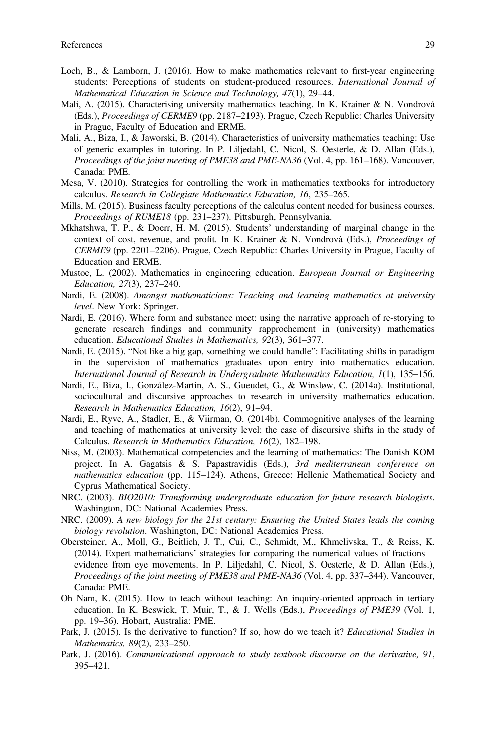Loch, B., & Lamborn, J. (2016). How to make mathematics relevant to first-year engineering students: Perceptions of students on student-produced resources. *International Journal of Mathematical Education in Science and Technology, 47*(1), 29–44.

Mali, A. (2015). Characterising university mathematics teaching. In K. Krainer & N. Vondrová (Eds.), *Proceedings of CERME9* (pp. 2187–2193). Prague, Czech Republic: Charles University in Prague, Faculty of Education and ERME.

Mali, A., Biza, I., & Jaworski, B. (2014). Characteristics of university mathematics teaching: Use of generic examples in tutoring. In P. Liljedahl, C. Nicol, S. Oesterle, & D. Allan (Eds.), *Proceedings of the joint meeting of PME38 and PME-NA36* (Vol. 4, pp. 161–168). Vancouver, Canada: PME.

Mesa, V. (2010). Strategies for controlling the work in mathematics textbooks for introductory calculus. *Research in Collegiate Mathematics Education, 16*, 235–265.

Mills, M. (2015). Business faculty perceptions of the calculus content needed for business courses. *Proceedings of RUME18* (pp. 231–237). Pittsburgh, Pennsylvania.

Mkhatshwa, T. P., & Doerr, H. M. (2015). Students' understanding of marginal change in the context of cost, revenue, and profit. In K. Krainer & N. Vondrová (Eds.), *Proceedings of CERME9* (pp. 2201–2206). Prague, Czech Republic: Charles University in Prague, Faculty of Education and ERME.

Mustoe, L. (2002). Mathematics in engineering education. *European Journal or Engineering Education, 27*(3), 237–240.

Nardi, E. (2008). *Amongst mathematicians: Teaching and learning mathematics at university level*. New York: Springer.

Nardi, E. (2016). Where form and substance meet: using the narrative approach of re-storying to generate research findings and community rapprochement in (university) mathematics education. *Educational Studies in Mathematics, 92*(3), 361–377.

Nardi, E. (2015). "Not like a big gap, something we could handle": Facilitating shifts in paradigm in the supervision of mathematics graduates upon entry into mathematics education. *International Journal of Research in Undergraduate Mathematics Education, 1*(1), 135–156.

Nardi, E., Biza, I., González-Martín, A. S., Gueudet, G., & Winsløw, C. (2014a). Institutional, sociocultural and discursive approaches to research in university mathematics education. *Research in Mathematics Education, 16*(2), 91–94.

Nardi, E., Ryve, A., Stadler, E., & Viirman, O. (2014b). Commognitive analyses of the learning and teaching of mathematics at university level: the case of discursive shifts in the study of Calculus. *Research in Mathematics Education, 16*(2), 182–198.

Niss, M. (2003). Mathematical competencies and the learning of mathematics: The Danish KOM project. In A. Gagatsis & S. Papastravidis (Eds.), *3rd mediterranean conference on mathematics education* (pp. 115–124). Athens, Greece: Hellenic Mathematical Society and Cyprus Mathematical Society.

NRC. (2003). *BIO2010: Transforming undergraduate education for future research biologists*. Washington, DC: National Academies Press.

NRC. (2009). *A new biology for the 21st century: Ensuring the United States leads the coming biology revolution*. Washington, DC: National Academies Press.

Obersteiner, A., Moll, G., Beitlich, J. T., Cui, C., Schmidt, M., Khmelivska, T., & Reiss, K. (2014). Expert mathematicians' strategies for comparing the numerical values of fractions—evidence from eye movements. In P. Liljedahl, C. Nicol, S. Oesterle, & D. Allan (Eds.), *Proceedings of the joint meeting of PME38 and PME-NA36* (Vol. 4, pp. 337–344). Vancouver, Canada: PME.

Oh Nam, K. (2015). How to teach without teaching: An inquiry-oriented approach in tertiary education. In K. Beswick, T. Muir, T., & J. Wells (Eds.), *Proceedings of PME39* (Vol. 1, pp. 19–36). Hobart, Australia: PME.

Park, J. (2015). Is the derivative to function? If so, how do we teach it? *Educational Studies in Mathematics, 89*(2), 233–250.

Park, J. (2016). *Communicational approach to study textbook discourse on the derivative, 91*, 395–421.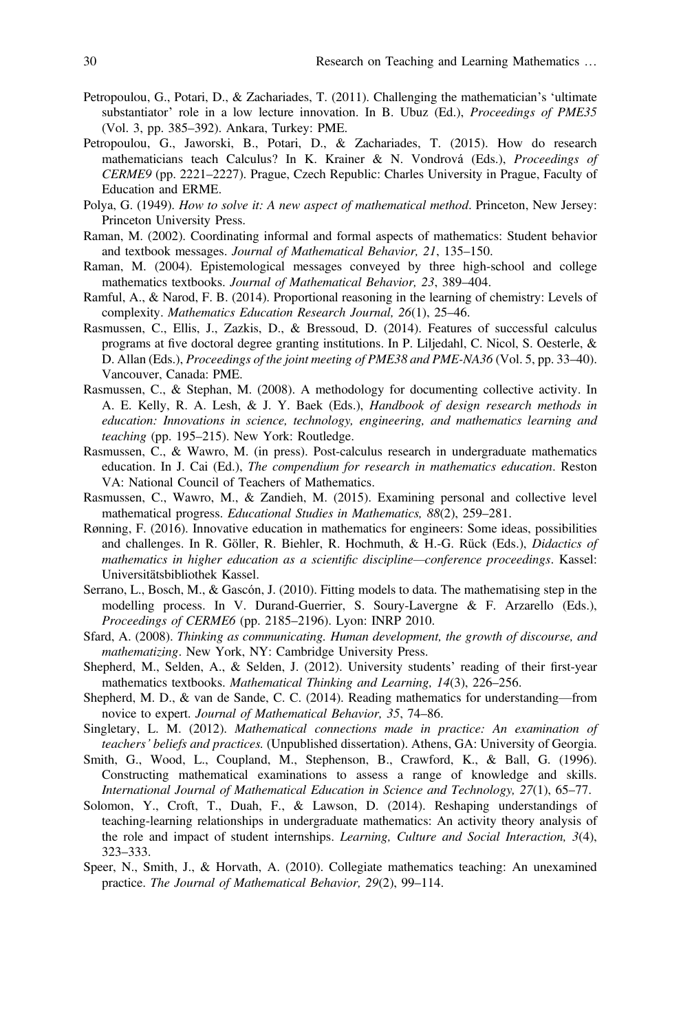Petropoulou, G., Potari, D., & Zachariades, T. (2011). Challenging the mathematician's 'ultimate substantiator' role in a low lecture innovation. In B. Ubuz (Ed.), *Proceedings of PME35* (Vol. 3, pp. 385–392). Ankara, Turkey: PME.

Petropoulou, G., Jaworski, B., Potari, D., & Zachariades, T. (2015). How do research mathematicians teach Calculus? In K. Krainer & N. Vondrová (Eds.), *Proceedings of CERME9* (pp. 2221–2227). Prague, Czech Republic: Charles University in Prague, Faculty of Education and ERME.

Polya, G. (1949). *How to solve it: A new aspect of mathematical method*. Princeton, New Jersey: Princeton University Press.

Raman, M. (2002). Coordinating informal and formal aspects of mathematics: Student behavior and textbook messages. *Journal of Mathematical Behavior, 21*, 135–150.

Raman, M. (2004). Epistemological messages conveyed by three high-school and college mathematics textbooks. *Journal of Mathematical Behavior, 23*, 389–404.

Ramful, A., & Narod, F. B. (2014). Proportional reasoning in the learning of chemistry: Levels of complexity. *Mathematics Education Research Journal, 26*(1), 25–46.

Rasmussen, C., Ellis, J., Zazkis, D., & Bressoud, D. (2014). Features of successful calculus programs at five doctoral degree granting institutions. In P. Liljedahl, C. Nicol, S. Oesterle, & D. Allan (Eds.), *Proceedings of the joint meeting of PME38 and PME-NA36* (Vol. 5, pp. 33–40). Vancouver, Canada: PME.

Rasmussen, C., & Stephan, M. (2008). A methodology for documenting collective activity. In A. E. Kelly, R. A. Lesh, & J. Y. Baek (Eds.), *Handbook of design research methods in education: Innovations in science, technology, engineering, and mathematics learning and teaching* (pp. 195–215). New York: Routledge.

Rasmussen, C., & Wawro, M. (in press). Post-calculus research in undergraduate mathematics education. In J. Cai (Ed.), *The compendium for research in mathematics education*. Reston VA: National Council of Teachers of Mathematics.

Rasmussen, C., Wawro, M., & Zandieh, M. (2015). Examining personal and collective level mathematical progress. *Educational Studies in Mathematics, 88*(2), 259–281.

Rønning, F. (2016). Innovative education in mathematics for engineers: Some ideas, possibilities and challenges. In R. Göller, R. Biehler, R. Hochmuth, & H.-G. Rück (Eds.), *Didactics of mathematics in higher education as a scientific discipline—conference proceedings*. Kassel: Universitätsbibliothek Kassel.

Serrano, L., Bosch, M., & Gascón, J. (2010). Fitting models to data. The mathematising step in the modelling process. In V. Durand-Guerrier, S. Soury-Lavergne & F. Arzarello (Eds.), *Proceedings of CERME6* (pp. 2185–2196). Lyon: INRP 2010.

Sfard, A. (2008). *Thinking as communicating. Human development, the growth of discourse, and mathematizing*. New York, NY: Cambridge University Press.

Shepherd, M., Selden, A., & Selden, J. (2012). University students' reading of their first-year mathematics textbooks. *Mathematical Thinking and Learning, 14*(3), 226–256.

Shepherd, M. D., & van de Sande, C. C. (2014). Reading mathematics for understanding—from novice to expert. *Journal of Mathematical Behavior, 35*, 74–86.

Singletary, L. M. (2012). *Mathematical connections made in practice: An examination of teachers' beliefs and practices.* (Unpublished dissertation). Athens, GA: University of Georgia.

Smith, G., Wood, L., Coupland, M., Stephenson, B., Crawford, K., & Ball, G. (1996). Constructing mathematical examinations to assess a range of knowledge and skills. *International Journal of Mathematical Education in Science and Technology, 27*(1), 65–77.

Solomon, Y., Croft, T., Duah, F., & Lawson, D. (2014). Reshaping understandings of teaching-learning relationships in undergraduate mathematics: An activity theory analysis of the role and impact of student internships. *Learning, Culture and Social Interaction, 3*(4), 323–333.

Speer, N., Smith, J., & Horvath, A. (2010). Collegiate mathematics teaching: An unexamined practice. *The Journal of Mathematical Behavior, 29*(2), 99–114.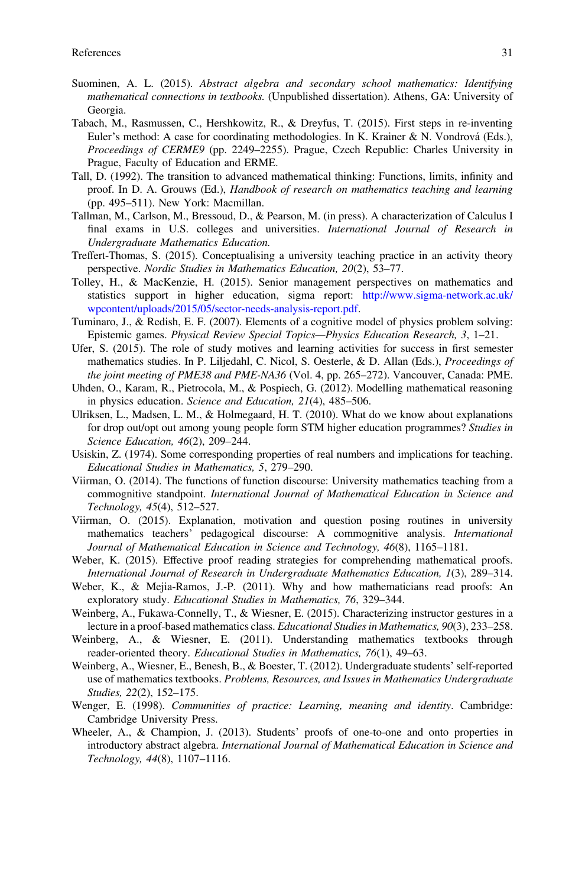Suominen, A. L. (2015). *Abstract algebra and secondary school mathematics: Identifying mathematical connections in textbooks.* (Unpublished dissertation). Athens, GA: University of Georgia.

Tabach, M., Rasmussen, C., Hershkowitz, R., & Dreyfus, T. (2015). First steps in re-inventing Euler's method: A case for coordinating methodologies. In K. Krainer & N. Vondrová (Eds.), *Proceedings of CERME9* (pp. 2249–2255). Prague, Czech Republic: Charles University in Prague, Faculty of Education and ERME.

Tall, D. (1992). The transition to advanced mathematical thinking: Functions, limits, infinity and proof. In D. A. Grouws (Ed.), *Handbook of research on mathematics teaching and learning* (pp. 495–511). New York: Macmillan.

Tallman, M., Carlson, M., Bressoud, D., & Pearson, M. (in press). A characterization of Calculus I final exams in U.S. colleges and universities. *International Journal of Research in Undergraduate Mathematics Education.*

Treffert-Thomas, S. (2015). Conceptualising a university teaching practice in an activity theory perspective. *Nordic Studies in Mathematics Education, 20*(2), 53–77.

Tolley, H., & MacKenzie, H. (2015). Senior management perspectives on mathematics and statistics support in higher education, sigma report: http://www.sigma-network.ac.uk/wpcontent/uploads/2015/05/sector-needs-analysis-report.pdf.

Tuminaro, J., & Redish, E. F. (2007). Elements of a cognitive model of physics problem solving: Epistemic games. *Physical Review Special Topics—Physics Education Research, 3*, 1–21.

Ufer, S. (2015). The role of study motives and learning activities for success in first semester mathematics studies. In P. Liljedahl, C. Nicol, S. Oesterle, & D. Allan (Eds.), *Proceedings of the joint meeting of PME38 and PME-NA36* (Vol. 4, pp. 265–272). Vancouver, Canada: PME.

Uhden, O., Karam, R., Pietrocola, M., & Pospiech, G. (2012). Modelling mathematical reasoning in physics education. *Science and Education, 21*(4), 485–506.

Ulriksen, L., Madsen, L. M., & Holmegaard, H. T. (2010). What do we know about explanations for drop out/opt out among young people form STM higher education programmes? *Studies in Science Education, 46*(2), 209–244.

Usiskin, Z. (1974). Some corresponding properties of real numbers and implications for teaching. *Educational Studies in Mathematics, 5*, 279–290.

Viirman, O. (2014). The functions of function discourse: University mathematics teaching from a commognitive standpoint. *International Journal of Mathematical Education in Science and Technology, 45*(4), 512–527.

Viirman, O. (2015). Explanation, motivation and question posing routines in university mathematics teachers' pedagogical discourse: A commognitive analysis. *International Journal of Mathematical Education in Science and Technology, 46*(8), 1165–1181.

Weber, K. (2015). Effective proof reading strategies for comprehending mathematical proofs. *International Journal of Research in Undergraduate Mathematics Education, 1*(3), 289–314.

Weber, K., & Mejia-Ramos, J.-P. (2011). Why and how mathematicians read proofs: An exploratory study. *Educational Studies in Mathematics, 76*, 329–344.

Weinberg, A., Fukawa-Connelly, T., & Wiesner, E. (2015). Characterizing instructor gestures in a lecture in a proof-based mathematics class. *Educational Studies in Mathematics, 90*(3), 233–258.

Weinberg, A., & Wiesner, E. (2011). Understanding mathematics textbooks through reader-oriented theory. *Educational Studies in Mathematics, 76*(1), 49–63.

Weinberg, A., Wiesner, E., Benesh, B., & Boester, T. (2012). Undergraduate students' self-reported use of mathematics textbooks. *Problems, Resources, and Issues in Mathematics Undergraduate Studies, 22*(2), 152–175.

Wenger, E. (1998). *Communities of practice: Learning, meaning and identity*. Cambridge: Cambridge University Press.

Wheeler, A., & Champion, J. (2013). Students' proofs of one-to-one and onto properties in introductory abstract algebra. *International Journal of Mathematical Education in Science and Technology, 44*(8), 1107–1116.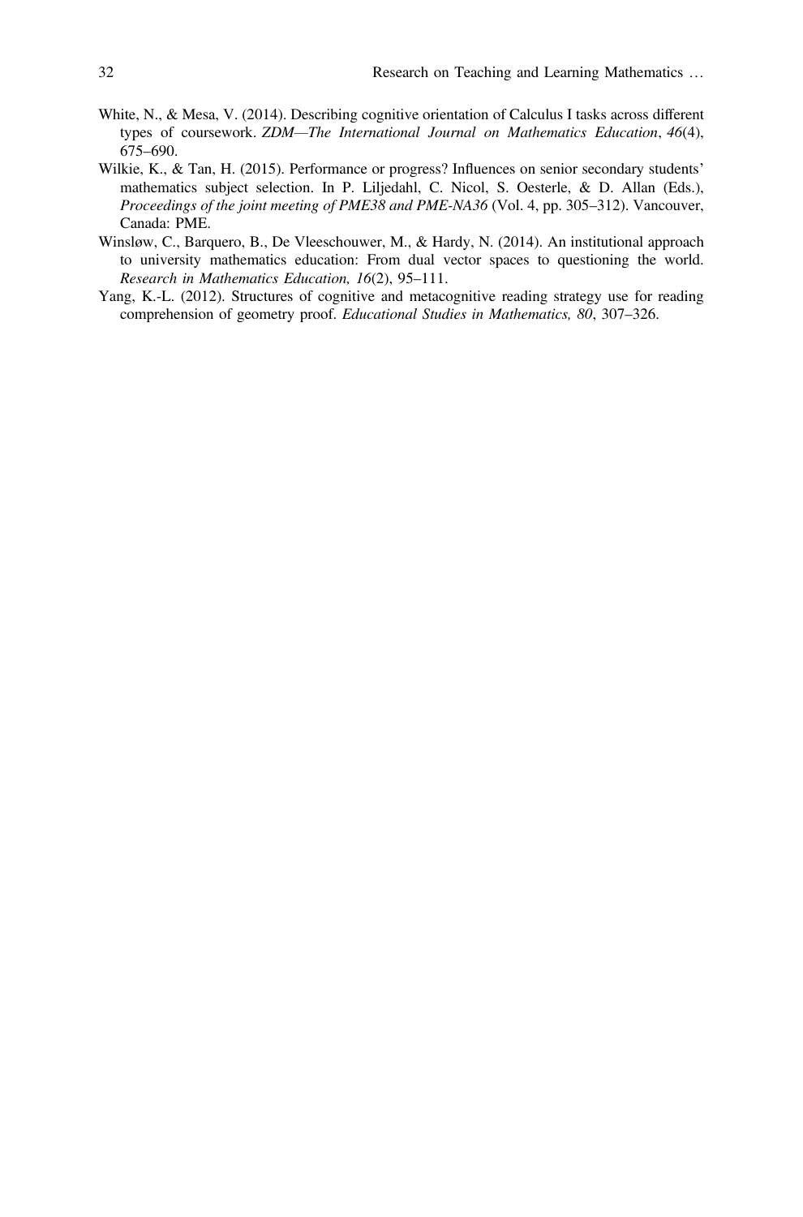White, N., & Mesa, V. (2014). Describing cognitive orientation of Calculus I tasks across different types of coursework. *ZDM—The International Journal on Mathematics Education*, *46*(4), 675–690.

Wilkie, K., & Tan, H. (2015). Performance or progress? Influences on senior secondary students' mathematics subject selection. In P. Liljedahl, C. Nicol, S. Oesterle, & D. Allan (Eds.), *Proceedings of the joint meeting of PME38 and PME-NA36* (Vol. 4, pp. 305–312). Vancouver, Canada: PME.

Winsløw, C., Barquero, B., De Vleeschouwer, M., & Hardy, N. (2014). An institutional approach to university mathematics education: From dual vector spaces to questioning the world. *Research in Mathematics Education, 16*(2), 95–111.

Yang, K.-L. (2012). Structures of cognitive and metacognitive reading strategy use for reading comprehension of geometry proof. *Educational Studies in Mathematics, 80*, 307–326.